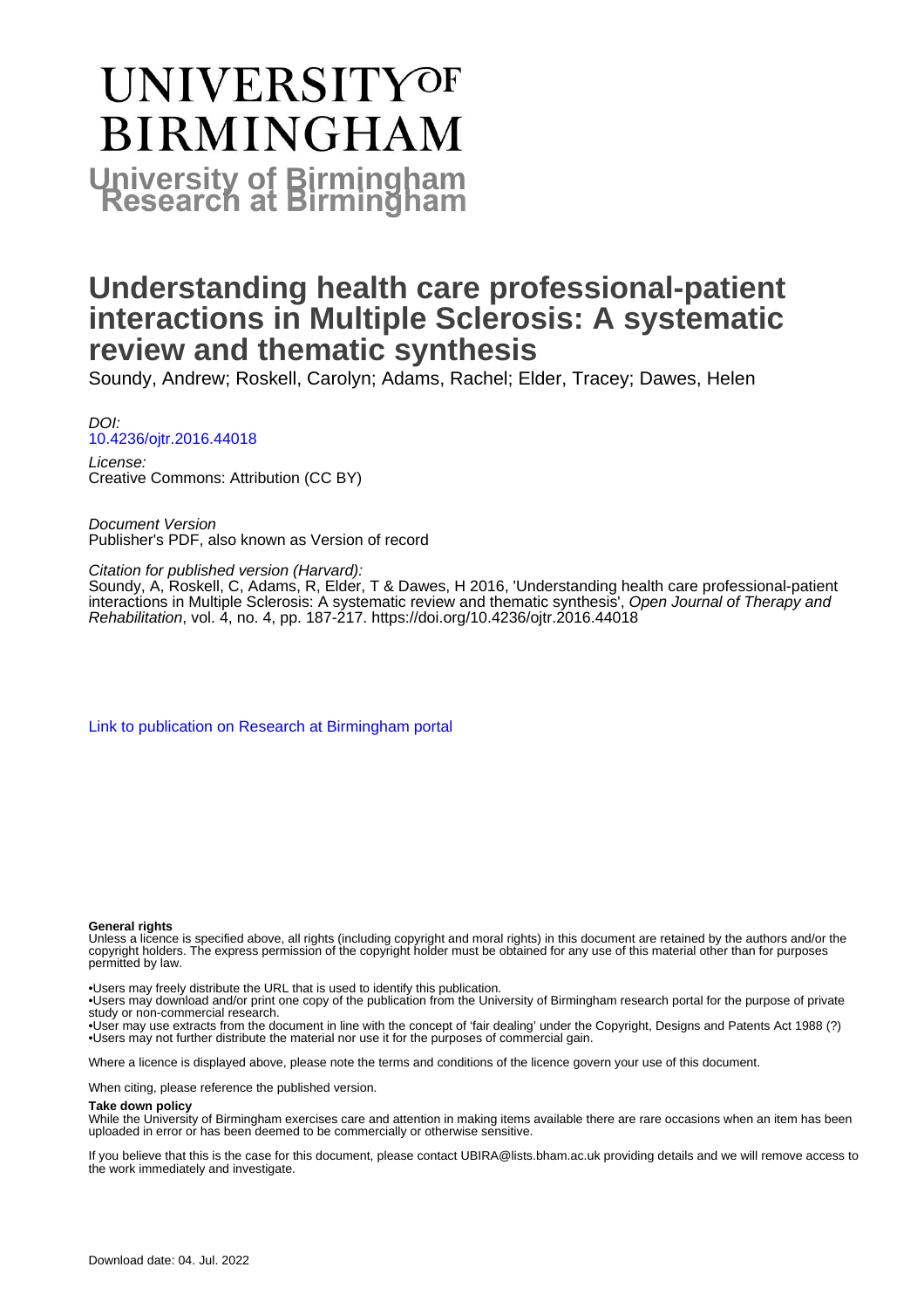# UNIVERSITY OF BIRMINGHAM

**University of Birmingham Research at Birmingham**

# Understanding health care professional-patient interactions in Multiple Sclerosis: A systematic review and thematic synthesis

Soundy, Andrew; Roskell, Carolyn; Adams, Rachel; Elder, Tracey; Dawes, Helen

*DOI:*
10.4236/ojtr.2016.44018

*License:*
Creative Commons: Attribution (CC BY)

*Document Version*
Publisher's PDF, also known as Version of record

*Citation for published version (Harvard):*
Soundy, A, Roskell, C, Adams, R, Elder, T & Dawes, H 2016, 'Understanding health care professional-patient interactions in Multiple Sclerosis: A systematic review and thematic synthesis', *Open Journal of Therapy and Rehabilitation*, vol. 4, no. 4, pp. 187-217. https://doi.org/10.4236/ojtr.2016.44018

Link to publication on Research at Birmingham portal

**General rights**
Unless a licence is specified above, all rights (including copyright and moral rights) in this document are retained by the authors and/or the copyright holders. The express permission of the copyright holder must be obtained for any use of this material other than for purposes permitted by law.

•Users may freely distribute the URL that is used to identify this publication.
•Users may download and/or print one copy of the publication from the University of Birmingham research portal for the purpose of private study or non-commercial research.
•User may use extracts from the document in line with the concept of 'fair dealing' under the Copyright, Designs and Patents Act 1988 (?)
•Users may not further distribute the material nor use it for the purposes of commercial gain.

Where a licence is displayed above, please note the terms and conditions of the licence govern your use of this document.

When citing, please reference the published version.

**Take down policy**
While the University of Birmingham exercises care and attention in making items available there are rare occasions when an item has been uploaded in error or has been deemed to be commercially or otherwise sensitive.

If you believe that this is the case for this document, please contact UBIRA@lists.bham.ac.uk providing details and we will remove access to the work immediately and investigate.

Download date: 04. Jul. 2022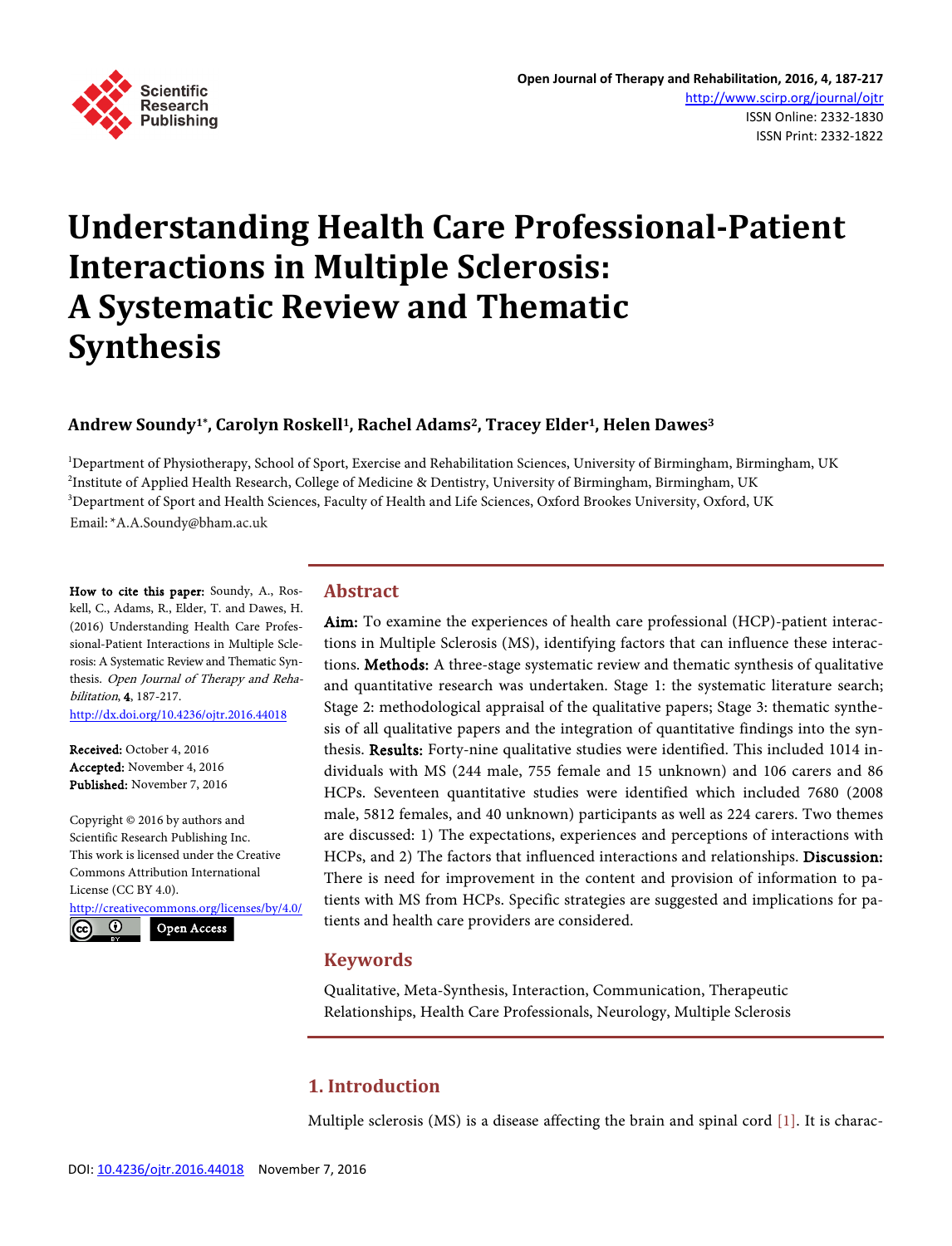# Understanding Health Care Professional-Patient Interactions in Multiple Sclerosis: A Systematic Review and Thematic Synthesis

**Andrew Soundy[1*], Carolyn Roskell[1], Rachel Adams[2], Tracey Elder[1], Helen Dawes[3]**

[1]Department of Physiotherapy, School of Sport, Exercise and Rehabilitation Sciences, University of Birmingham, Birmingham, UK
[2]Institute of Applied Health Research, College of Medicine & Dentistry, University of Birmingham, Birmingham, UK
[3]Department of Sport and Health Sciences, Faculty of Health and Life Sciences, Oxford Brookes University, Oxford, UK
Email: *A.A.Soundy@bham.ac.uk

**How to cite this paper:** Soundy, A., Roskell, C., Adams, R., Elder, T. and Dawes, H. (2016) Understanding Health Care Professional-Patient Interactions in Multiple Sclerosis: A Systematic Review and Thematic Synthesis. *Open Journal of Therapy and Rehabilitation*, **4**, 187-217.
http://dx.doi.org/10.4236/ojtr.2016.44018

**Received:** October 4, 2016
**Accepted:** November 4, 2016
**Published:** November 7, 2016

Copyright © 2016 by authors and Scientific Research Publishing Inc.
This work is licensed under the Creative Commons Attribution International License (CC BY 4.0).
http://creativecommons.org/licenses/by/4.0/
Open Access

## Abstract

**Aim:** To examine the experiences of health care professional (HCP)-patient interactions in Multiple Sclerosis (MS), identifying factors that can influence these interactions. **Methods:** A three-stage systematic review and thematic synthesis of qualitative and quantitative research was undertaken. Stage 1: the systematic literature search; Stage 2: methodological appraisal of the qualitative papers; Stage 3: thematic synthesis of all qualitative papers and the integration of quantitative findings into the synthesis. **Results:** Forty-nine qualitative studies were identified. This included 1014 individuals with MS (244 male, 755 female and 15 unknown) and 106 carers and 86 HCPs. Seventeen quantitative studies were identified which included 7680 (2008 male, 5812 females, and 40 unknown) participants as well as 224 carers. Two themes are discussed: 1) The expectations, experiences and perceptions of interactions with HCPs, and 2) The factors that influenced interactions and relationships. **Discussion:** There is need for improvement in the content and provision of information to patients with MS from HCPs. Specific strategies are suggested and implications for patients and health care providers are considered.

## Keywords

Qualitative, Meta-Synthesis, Interaction, Communication, Therapeutic Relationships, Health Care Professionals, Neurology, Multiple Sclerosis

## 1. Introduction

Multiple sclerosis (MS) is a disease affecting the brain and spinal cord [1]. It is charac-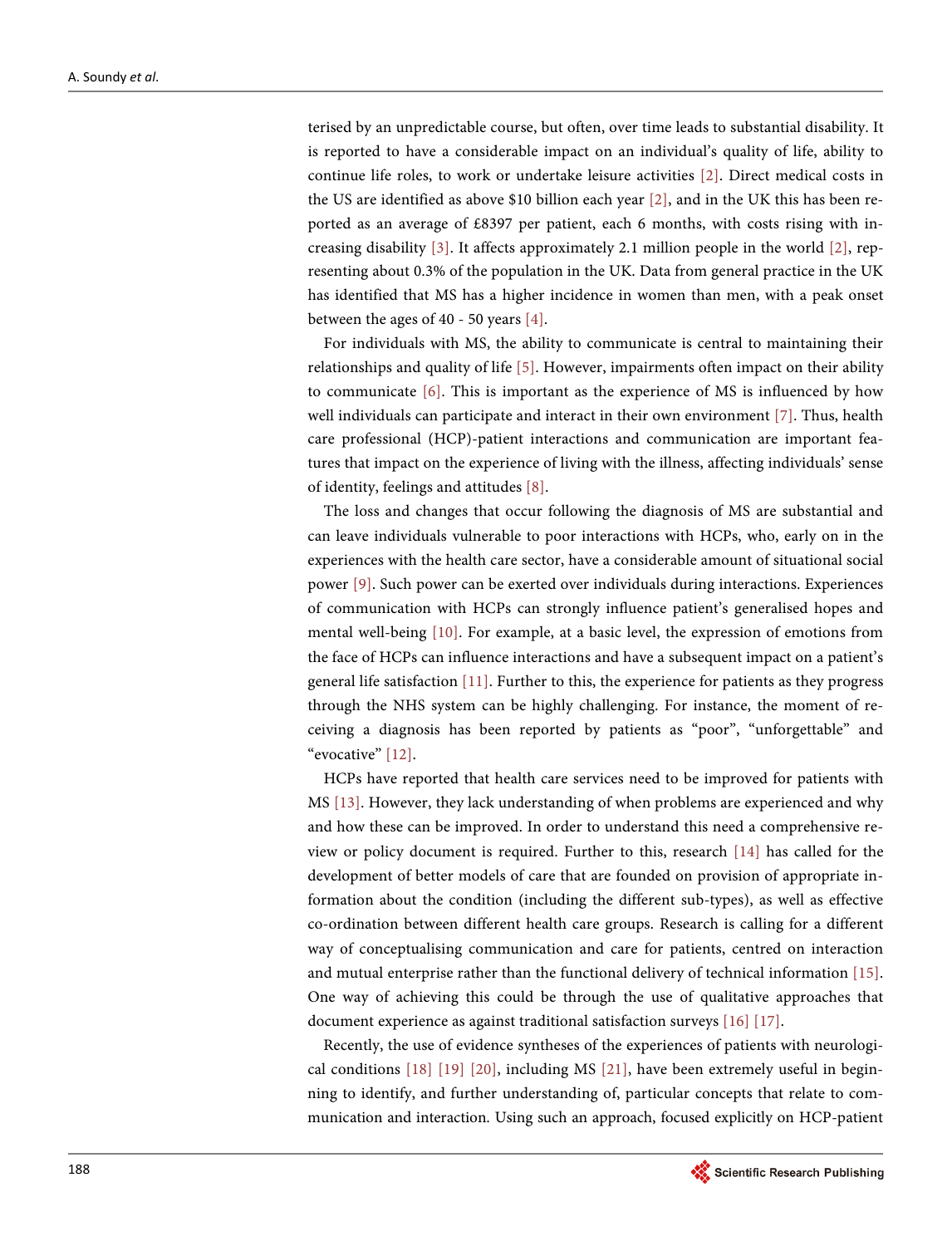terised by an unpredictable course, but often, over time leads to substantial disability. It is reported to have a considerable impact on an individual's quality of life, ability to continue life roles, to work or undertake leisure activities [2]. Direct medical costs in the US are identified as above $10 billion each year [2], and in the UK this has been reported as an average of £8397 per patient, each 6 months, with costs rising with increasing disability [3]. It affects approximately 2.1 million people in the world [2], representing about 0.3% of the population in the UK. Data from general practice in the UK has identified that MS has a higher incidence in women than men, with a peak onset between the ages of 40 - 50 years [4].

For individuals with MS, the ability to communicate is central to maintaining their relationships and quality of life [5]. However, impairments often impact on their ability to communicate [6]. This is important as the experience of MS is influenced by how well individuals can participate and interact in their own environment [7]. Thus, health care professional (HCP)-patient interactions and communication are important features that impact on the experience of living with the illness, affecting individuals' sense of identity, feelings and attitudes [8].

The loss and changes that occur following the diagnosis of MS are substantial and can leave individuals vulnerable to poor interactions with HCPs, who, early on in the experiences with the health care sector, have a considerable amount of situational social power [9]. Such power can be exerted over individuals during interactions. Experiences of communication with HCPs can strongly influence patient's generalised hopes and mental well-being [10]. For example, at a basic level, the expression of emotions from the face of HCPs can influence interactions and have a subsequent impact on a patient's general life satisfaction [11]. Further to this, the experience for patients as they progress through the NHS system can be highly challenging. For instance, the moment of receiving a diagnosis has been reported by patients as "poor", "unforgettable" and "evocative" [12].

HCPs have reported that health care services need to be improved for patients with MS [13]. However, they lack understanding of when problems are experienced and why and how these can be improved. In order to understand this need a comprehensive review or policy document is required. Further to this, research [14] has called for the development of better models of care that are founded on provision of appropriate information about the condition (including the different sub-types), as well as effective co-ordination between different health care groups. Research is calling for a different way of conceptualising communication and care for patients, centred on interaction and mutual enterprise rather than the functional delivery of technical information [15]. One way of achieving this could be through the use of qualitative approaches that document experience as against traditional satisfaction surveys [16] [17].

Recently, the use of evidence syntheses of the experiences of patients with neurological conditions [18] [19] [20], including MS [21], have been extremely useful in beginning to identify, and further understanding of, particular concepts that relate to communication and interaction. Using such an approach, focused explicitly on HCP-patient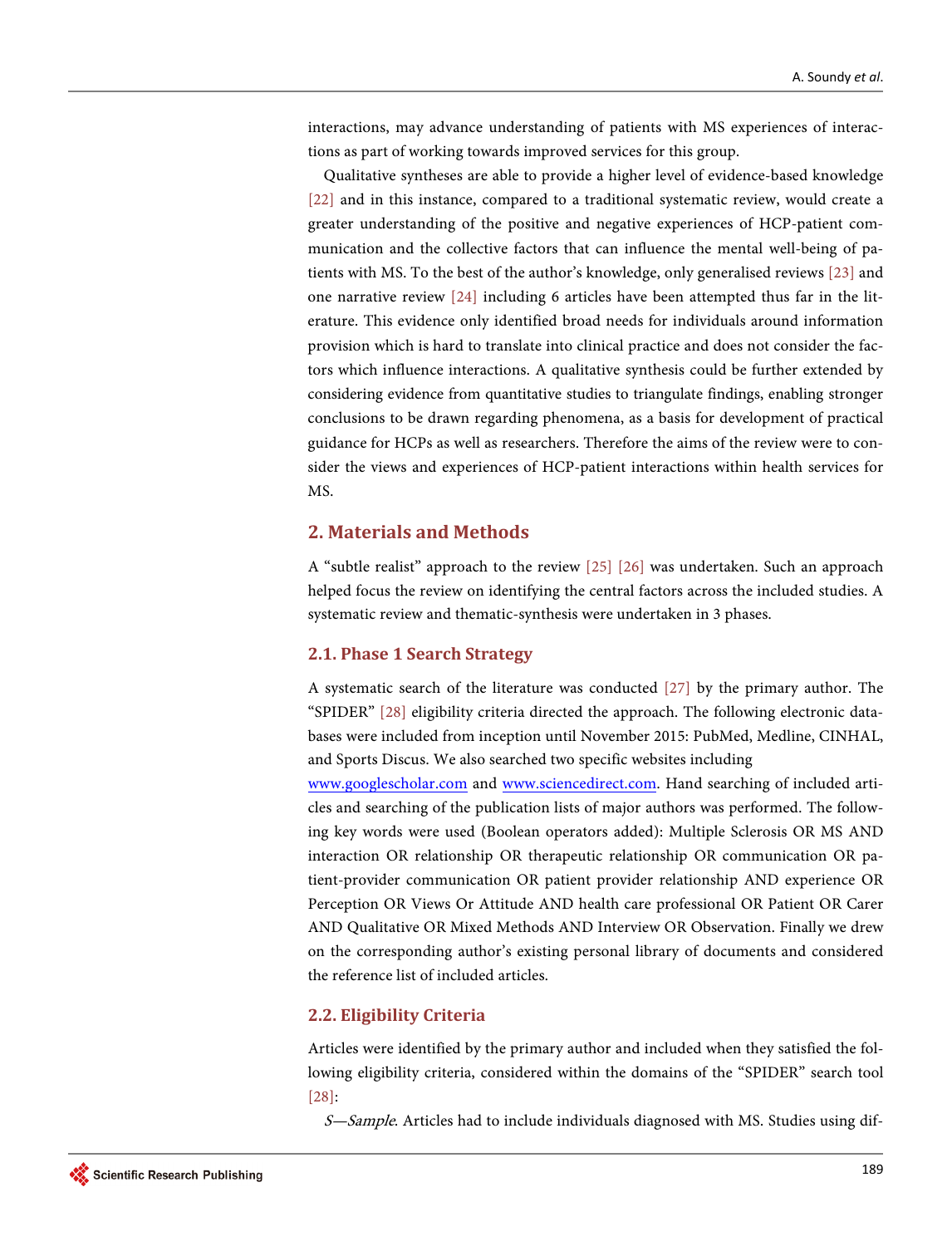interactions, may advance understanding of patients with MS experiences of interactions as part of working towards improved services for this group.

Qualitative syntheses are able to provide a higher level of evidence-based knowledge [22] and in this instance, compared to a traditional systematic review, would create a greater understanding of the positive and negative experiences of HCP-patient communication and the collective factors that can influence the mental well-being of patients with MS. To the best of the author's knowledge, only generalised reviews [23] and one narrative review [24] including 6 articles have been attempted thus far in the literature. This evidence only identified broad needs for individuals around information provision which is hard to translate into clinical practice and does not consider the factors which influence interactions. A qualitative synthesis could be further extended by considering evidence from quantitative studies to triangulate findings, enabling stronger conclusions to be drawn regarding phenomena, as a basis for development of practical guidance for HCPs as well as researchers. Therefore the aims of the review were to consider the views and experiences of HCP-patient interactions within health services for MS.

## 2. Materials and Methods

A "subtle realist" approach to the review [25] [26] was undertaken. Such an approach helped focus the review on identifying the central factors across the included studies. A systematic review and thematic-synthesis were undertaken in 3 phases.

### 2.1. Phase 1 Search Strategy

A systematic search of the literature was conducted [27] by the primary author. The "SPIDER" [28] eligibility criteria directed the approach. The following electronic databases were included from inception until November 2015: PubMed, Medline, CINHAL, and Sports Discus. We also searched two specific websites including www.googlescholar.com and www.sciencedirect.com. Hand searching of included articles and searching of the publication lists of major authors was performed. The following key words were used (Boolean operators added): Multiple Sclerosis OR MS AND interaction OR relationship OR therapeutic relationship OR communication OR patient-provider communication OR patient provider relationship AND experience OR Perception OR Views Or Attitude AND health care professional OR Patient OR Carer AND Qualitative OR Mixed Methods AND Interview OR Observation. Finally we drew on the corresponding author's existing personal library of documents and considered the reference list of included articles.

### 2.2. Eligibility Criteria

Articles were identified by the primary author and included when they satisfied the following eligibility criteria, considered within the domains of the "SPIDER" search tool [28]:

*S—Sample*. Articles had to include individuals diagnosed with MS. Studies using dif-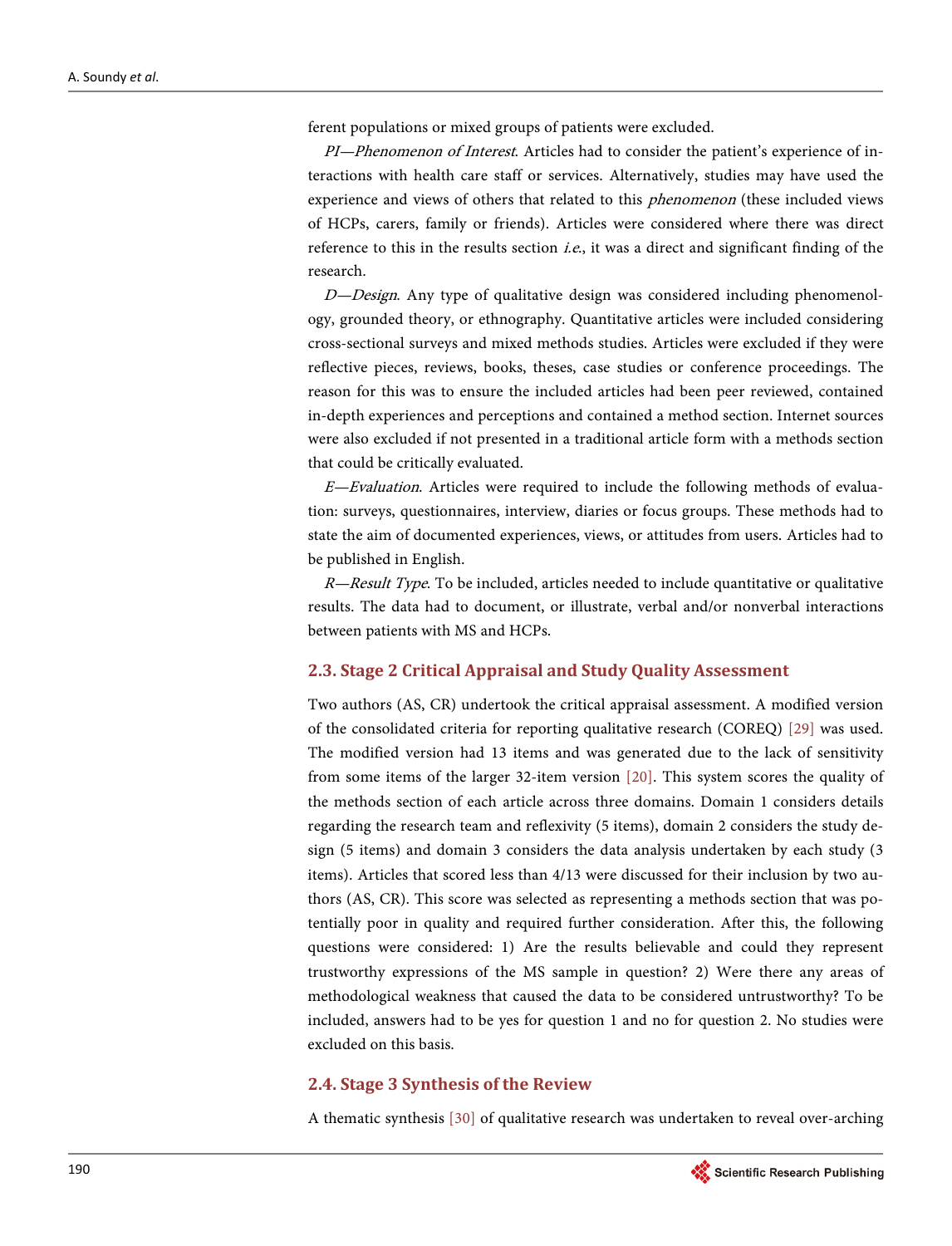ferent populations or mixed groups of patients were excluded.

*PI—Phenomenon of Interest*. Articles had to consider the patient's experience of interactions with health care staff or services. Alternatively, studies may have used the experience and views of others that related to this *phenomenon* (these included views of HCPs, carers, family or friends). Articles were considered where there was direct reference to this in the results section *i.e.*, it was a direct and significant finding of the research.

*D—Design*. Any type of qualitative design was considered including phenomenology, grounded theory, or ethnography. Quantitative articles were included considering cross-sectional surveys and mixed methods studies. Articles were excluded if they were reflective pieces, reviews, books, theses, case studies or conference proceedings. The reason for this was to ensure the included articles had been peer reviewed, contained in-depth experiences and perceptions and contained a method section. Internet sources were also excluded if not presented in a traditional article form with a methods section that could be critically evaluated.

*E—Evaluation*. Articles were required to include the following methods of evaluation: surveys, questionnaires, interview, diaries or focus groups. These methods had to state the aim of documented experiences, views, or attitudes from users. Articles had to be published in English.

*R—Result Type*. To be included, articles needed to include quantitative or qualitative results. The data had to document, or illustrate, verbal and/or nonverbal interactions between patients with MS and HCPs.

## 2.3. Stage 2 Critical Appraisal and Study Quality Assessment

Two authors (AS, CR) undertook the critical appraisal assessment. A modified version of the consolidated criteria for reporting qualitative research (COREQ) [29] was used. The modified version had 13 items and was generated due to the lack of sensitivity from some items of the larger 32-item version [20]. This system scores the quality of the methods section of each article across three domains. Domain 1 considers details regarding the research team and reflexivity (5 items), domain 2 considers the study design (5 items) and domain 3 considers the data analysis undertaken by each study (3 items). Articles that scored less than 4/13 were discussed for their inclusion by two authors (AS, CR). This score was selected as representing a methods section that was potentially poor in quality and required further consideration. After this, the following questions were considered: 1) Are the results believable and could they represent trustworthy expressions of the MS sample in question? 2) Were there any areas of methodological weakness that caused the data to be considered untrustworthy? To be included, answers had to be yes for question 1 and no for question 2. No studies were excluded on this basis.

## 2.4. Stage 3 Synthesis of the Review

A thematic synthesis [30] of qualitative research was undertaken to reveal over-arching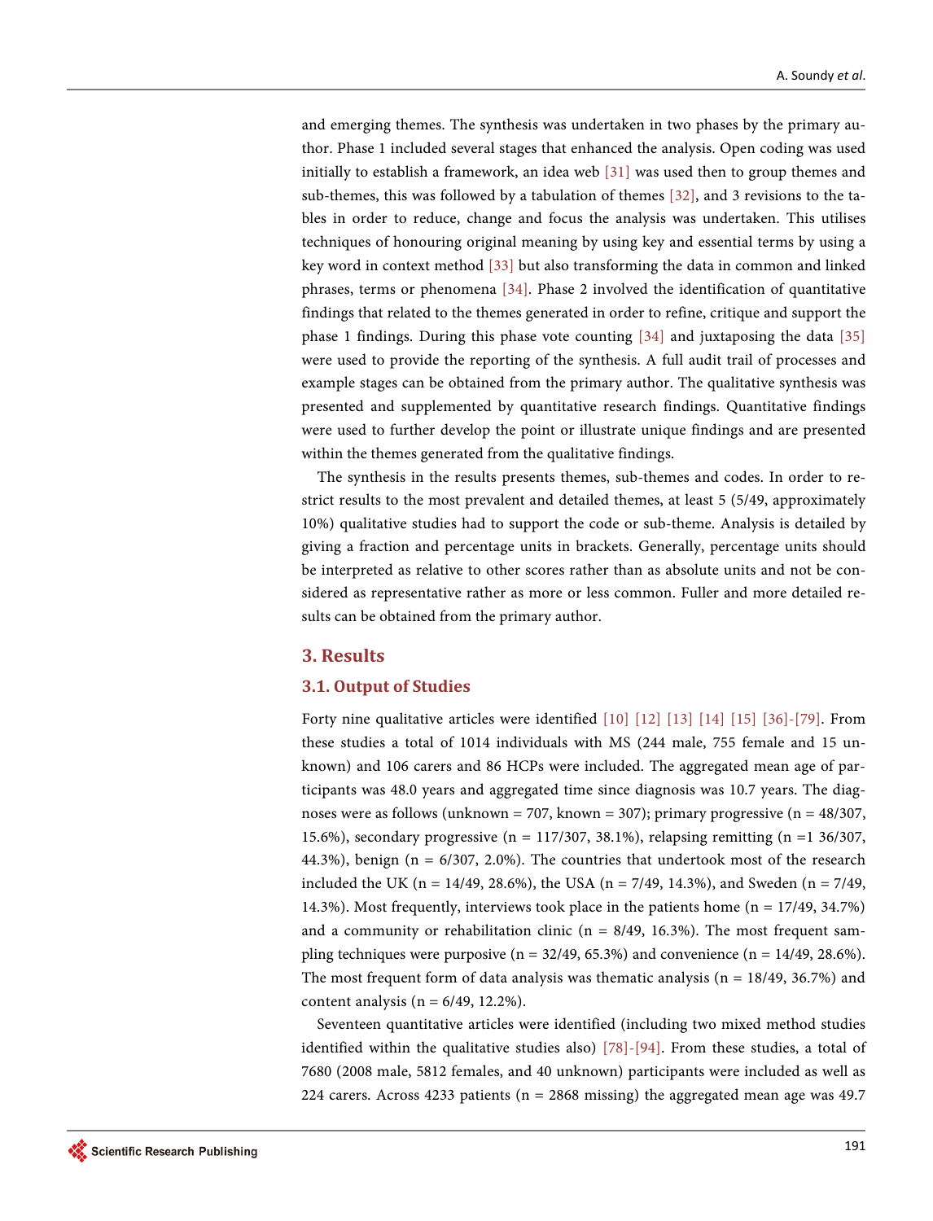and emerging themes. The synthesis was undertaken in two phases by the primary author. Phase 1 included several stages that enhanced the analysis. Open coding was used initially to establish a framework, an idea web [31] was used then to group themes and sub-themes, this was followed by a tabulation of themes [32], and 3 revisions to the tables in order to reduce, change and focus the analysis was undertaken. This utilises techniques of honouring original meaning by using key and essential terms by using a key word in context method [33] but also transforming the data in common and linked phrases, terms or phenomena [34]. Phase 2 involved the identification of quantitative findings that related to the themes generated in order to refine, critique and support the phase 1 findings. During this phase vote counting [34] and juxtaposing the data [35] were used to provide the reporting of the synthesis. A full audit trail of processes and example stages can be obtained from the primary author. The qualitative synthesis was presented and supplemented by quantitative research findings. Quantitative findings were used to further develop the point or illustrate unique findings and are presented within the themes generated from the qualitative findings.

The synthesis in the results presents themes, sub-themes and codes. In order to restrict results to the most prevalent and detailed themes, at least 5 (5/49, approximately 10%) qualitative studies had to support the code or sub-theme. Analysis is detailed by giving a fraction and percentage units in brackets. Generally, percentage units should be interpreted as relative to other scores rather than as absolute units and not be considered as representative rather as more or less common. Fuller and more detailed results can be obtained from the primary author.

## 3. Results

### 3.1. Output of Studies

Forty nine qualitative articles were identified [10] [12] [13] [14] [15] [36]-[79]. From these studies a total of 1014 individuals with MS (244 male, 755 female and 15 unknown) and 106 carers and 86 HCPs were included. The aggregated mean age of participants was 48.0 years and aggregated time since diagnosis was 10.7 years. The diagnoses were as follows (unknown = 707, known = 307); primary progressive (n = 48/307, 15.6%), secondary progressive (n = 117/307, 38.1%), relapsing remitting (n =1 36/307, 44.3%), benign (n = 6/307, 2.0%). The countries that undertook most of the research included the UK (n = 14/49, 28.6%), the USA (n = 7/49, 14.3%), and Sweden (n = 7/49, 14.3%). Most frequently, interviews took place in the patients home (n = 17/49, 34.7%) and a community or rehabilitation clinic (n = 8/49, 16.3%). The most frequent sampling techniques were purposive (n = 32/49, 65.3%) and convenience (n = 14/49, 28.6%). The most frequent form of data analysis was thematic analysis (n = 18/49, 36.7%) and content analysis (n = 6/49, 12.2%).

Seventeen quantitative articles were identified (including two mixed method studies identified within the qualitative studies also) [78]-[94]. From these studies, a total of 7680 (2008 male, 5812 females, and 40 unknown) participants were included as well as 224 carers. Across 4233 patients (n = 2868 missing) the aggregated mean age was 49.7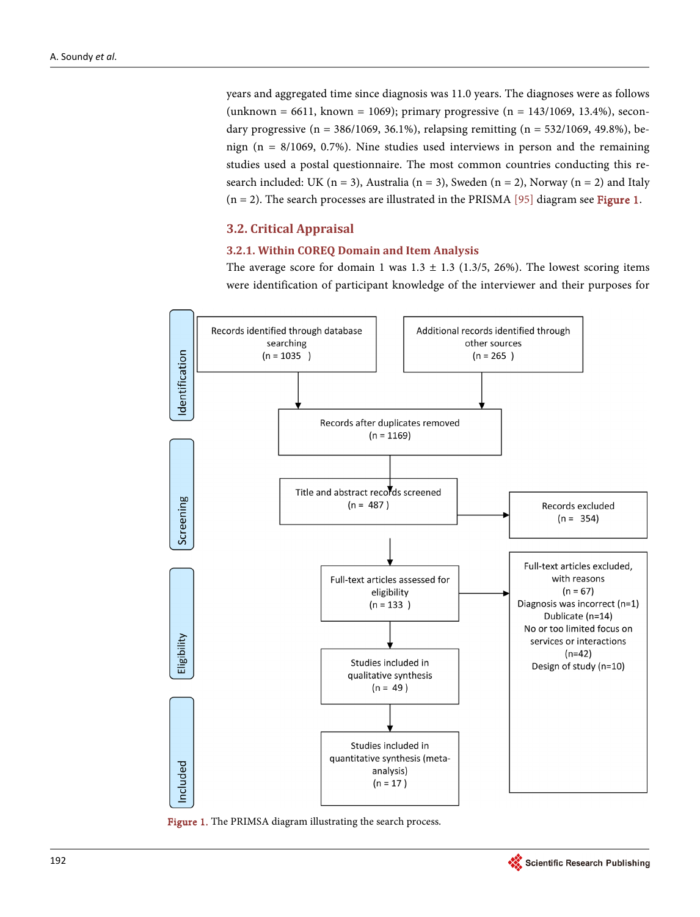years and aggregated time since diagnosis was 11.0 years. The diagnoses were as follows (unknown = 6611, known = 1069); primary progressive (n = 143/1069, 13.4%), secondary progressive (n = 386/1069, 36.1%), relapsing remitting (n = 532/1069, 49.8%), benign (n = 8/1069, 0.7%). Nine studies used interviews in person and the remaining studies used a postal questionnaire. The most common countries conducting this research included: UK (n = 3), Australia (n = 3), Sweden (n = 2), Norway (n = 2) and Italy (n = 2). The search processes are illustrated in the PRISMA [95] diagram see Figure 1.

### 3.2. Critical Appraisal

#### 3.2.1. Within COREQ Domain and Item Analysis

The average score for domain 1 was 1.3 ± 1.3 (1.3/5, 26%). The lowest scoring items were identification of participant knowledge of the interviewer and their purposes for

**Identification**

- Records identified through database searching (n = 1035)
- Additional records identified through other sources (n = 265)
- Records after duplicates removed (n = 1169)

**Screening**

- Title and abstract records screened (n = 487)
- Records excluded (n = 354)

**Eligibility**

- Full-text articles assessed for eligibility (n = 133)
- Full-text articles excluded, with reasons (n = 67)
  - Diagnosis was incorrect (n=1)
  - Dublicate (n=14)
  - No or too limited focus on services or interactions (n=42)
  - Design of study (n=10)

**Included**

- Studies included in qualitative synthesis (n = 49)
- Studies included in quantitative synthesis (meta-analysis) (n = 17)

Figure 1. The PRIMSA diagram illustrating the search process.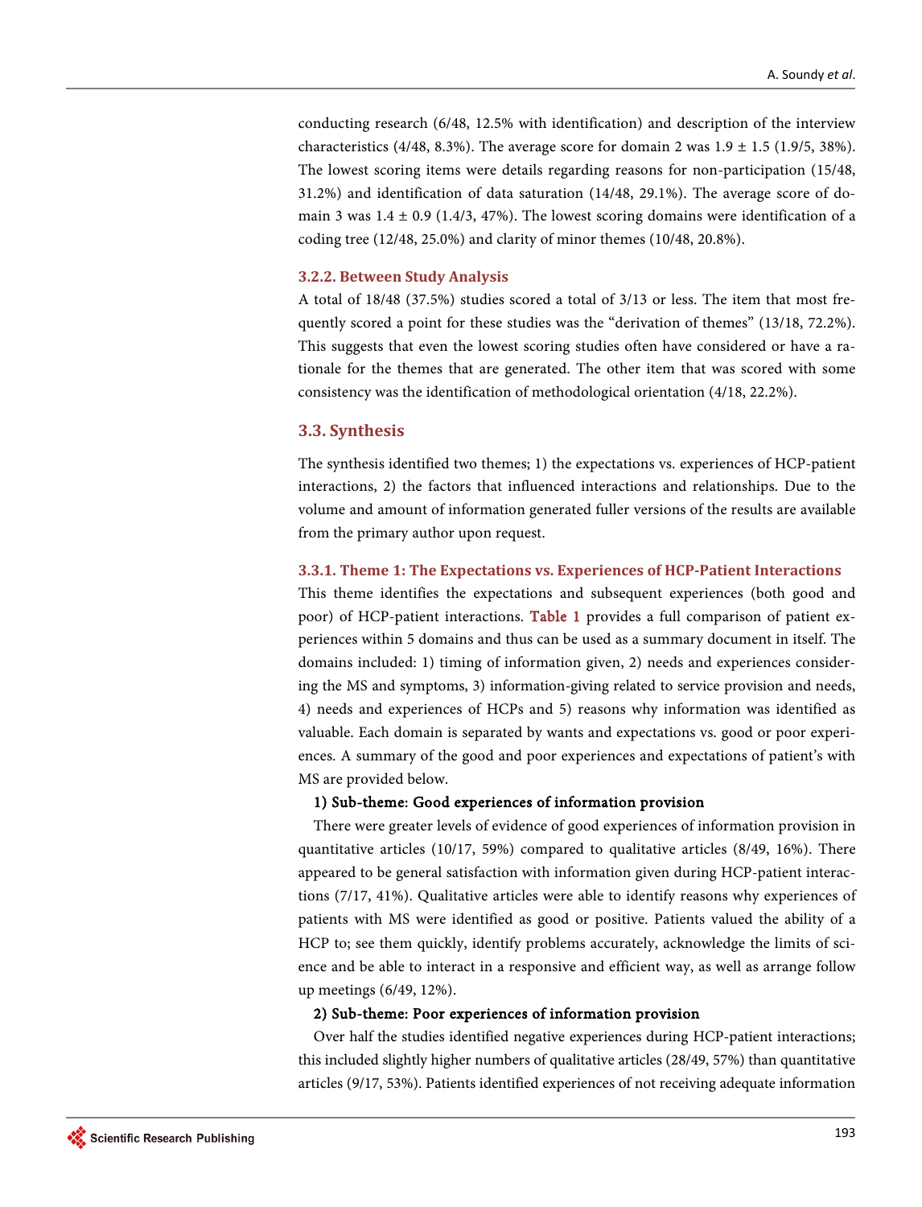conducting research (6/48, 12.5% with identification) and description of the interview characteristics (4/48, 8.3%). The average score for domain 2 was 1.9 ± 1.5 (1.9/5, 38%). The lowest scoring items were details regarding reasons for non-participation (15/48, 31.2%) and identification of data saturation (14/48, 29.1%). The average score of domain 3 was 1.4 ± 0.9 (1.4/3, 47%). The lowest scoring domains were identification of a coding tree (12/48, 25.0%) and clarity of minor themes (10/48, 20.8%).

#### 3.2.2. Between Study Analysis

A total of 18/48 (37.5%) studies scored a total of 3/13 or less. The item that most frequently scored a point for these studies was the "derivation of themes" (13/18, 72.2%). This suggests that even the lowest scoring studies often have considered or have a rationale for the themes that are generated. The other item that was scored with some consistency was the identification of methodological orientation (4/18, 22.2%).

### 3.3. Synthesis

The synthesis identified two themes; 1) the expectations vs. experiences of HCP-patient interactions, 2) the factors that influenced interactions and relationships. Due to the volume and amount of information generated fuller versions of the results are available from the primary author upon request.

#### 3.3.1. Theme 1: The Expectations vs. Experiences of HCP-Patient Interactions

This theme identifies the expectations and subsequent experiences (both good and poor) of HCP-patient interactions. Table 1 provides a full comparison of patient experiences within 5 domains and thus can be used as a summary document in itself. The domains included: 1) timing of information given, 2) needs and experiences considering the MS and symptoms, 3) information-giving related to service provision and needs, 4) needs and experiences of HCPs and 5) reasons why information was identified as valuable. Each domain is separated by wants and expectations vs. good or poor experiences. A summary of the good and poor experiences and expectations of patient's with MS are provided below.

**1) Sub-theme: Good experiences of information provision**

There were greater levels of evidence of good experiences of information provision in quantitative articles (10/17, 59%) compared to qualitative articles (8/49, 16%). There appeared to be general satisfaction with information given during HCP-patient interactions (7/17, 41%). Qualitative articles were able to identify reasons why experiences of patients with MS were identified as good or positive. Patients valued the ability of a HCP to; see them quickly, identify problems accurately, acknowledge the limits of science and be able to interact in a responsive and efficient way, as well as arrange follow up meetings (6/49, 12%).

**2) Sub-theme: Poor experiences of information provision**

Over half the studies identified negative experiences during HCP-patient interactions; this included slightly higher numbers of qualitative articles (28/49, 57%) than quantitative articles (9/17, 53%). Patients identified experiences of not receiving adequate information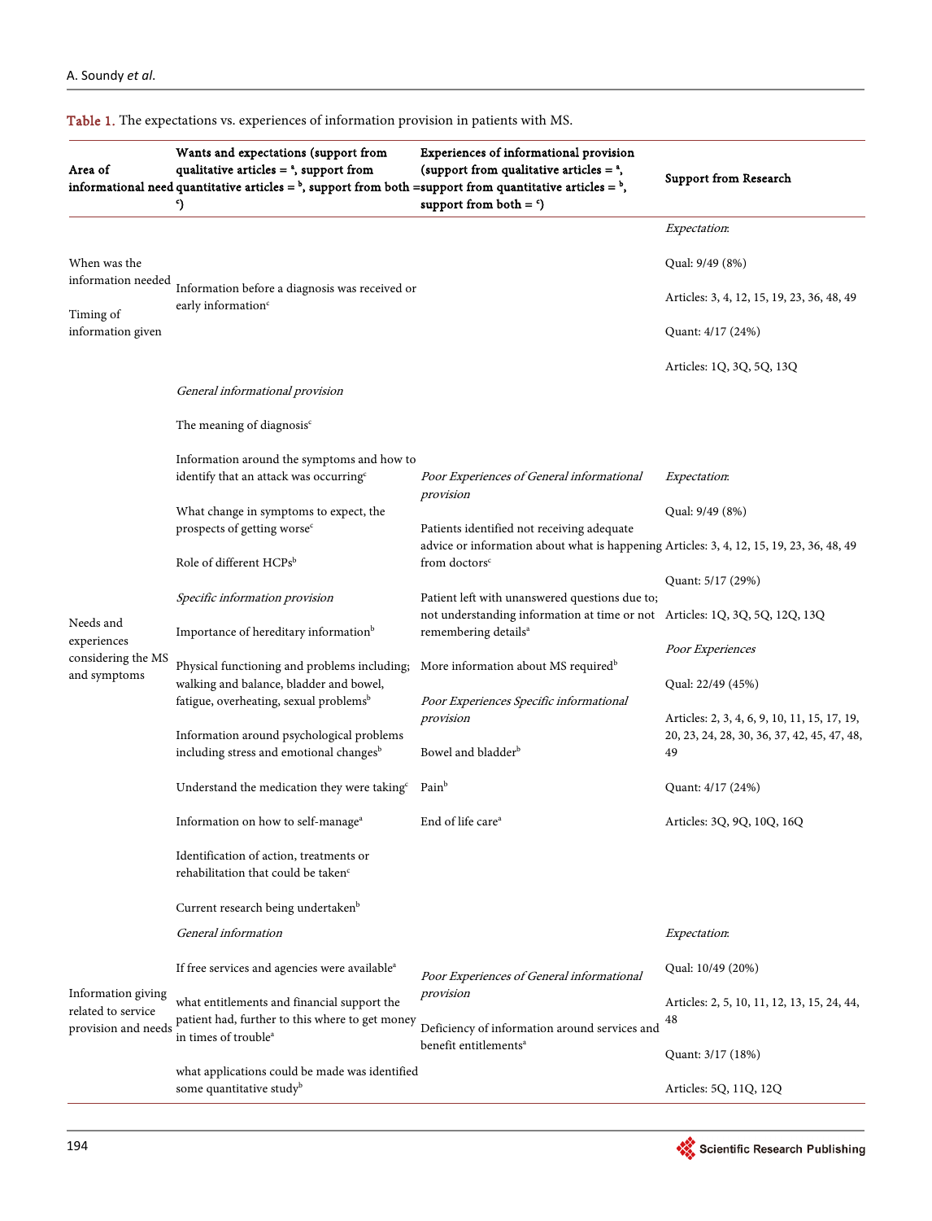Table 1. The expectations vs. experiences of information provision in patients with MS.

| Area of informational need | Wants and expectations (support from qualitative articles = [a], support from quantitative articles = [b], support from both = [c]) | Experiences of informational provision (support from qualitative articles = [a], support from quantitative articles = [b], support from both = [c]) | Support from Research |
|---|---|---|---|
| When was the information needed<br><br>Timing of information given | Information before a diagnosis was received or early information[c] | | *Expectation*:<br>Qual: 9/49 (8%)<br>Articles: 3, 4, 12, 15, 19, 23, 36, 48, 49<br>Quant: 4/17 (24%)<br>Articles: 1Q, 3Q, 5Q, 13Q |
| Needs and experiences considering the MS and symptoms | *General informational provision*<br><br>The meaning of diagnosis[c]<br><br>Information around the symptoms and how to identify that an attack was occurring[c]<br><br>What change in symptoms to expect, the prospects of getting worse[c]<br><br>Role of different HCPs[b]<br><br>*Specific information provision*<br><br>Importance of hereditary information[b]<br><br>Physical functioning and problems including; walking and balance, bladder and bowel, fatigue, overheating, sexual problems[b]<br><br>Information around psychological problems including stress and emotional changes[b]<br><br>Understand the medication they were taking[c]<br><br>Information on how to self-manage[a]<br><br>Identification of action, treatments or rehabilitation that could be taken[c]<br><br>Current research being undertaken[b] | *Poor Experiences of General informational provision*<br><br>Patients identified not receiving adequate advice or information about what is happening from doctors[c]<br><br>Patient left with unanswered questions due to; not understanding information at time or not remembering details[a]<br><br>More information about MS required[b]<br><br>*Poor Experiences Specific informational provision*<br><br>Bowel and bladder[b]<br><br>Pain[b]<br><br>End of life care[a] | *Expectation*:<br>Qual: 9/49 (8%)<br>Articles: 3, 4, 12, 15, 19, 23, 36, 48, 49<br>Quant: 5/17 (29%)<br>Articles: 1Q, 3Q, 5Q, 12Q, 13Q<br>*Poor Experiences*<br>Qual: 22/49 (45%)<br>Articles: 2, 3, 4, 6, 9, 10, 11, 15, 17, 19, 20, 23, 24, 28, 30, 36, 37, 42, 45, 47, 48, 49<br>Quant: 4/17 (24%)<br>Articles: 3Q, 9Q, 10Q, 16Q |
| Information giving related to service provision and needs | *General information*<br><br>If free services and agencies were available[a]<br><br>what entitlements and financial support the patient had, further to this where to get money in times of trouble[a]<br><br>what applications could be made was identified some quantitative study[b] | *Poor Experiences of General informational provision*<br><br>Deficiency of information around services and benefit entitlements[a] | *Expectation*:<br>Qual: 10/49 (20%)<br>Articles: 2, 5, 10, 11, 12, 13, 15, 24, 44, 48<br>Quant: 3/17 (18%)<br>Articles: 5Q, 11Q, 12Q |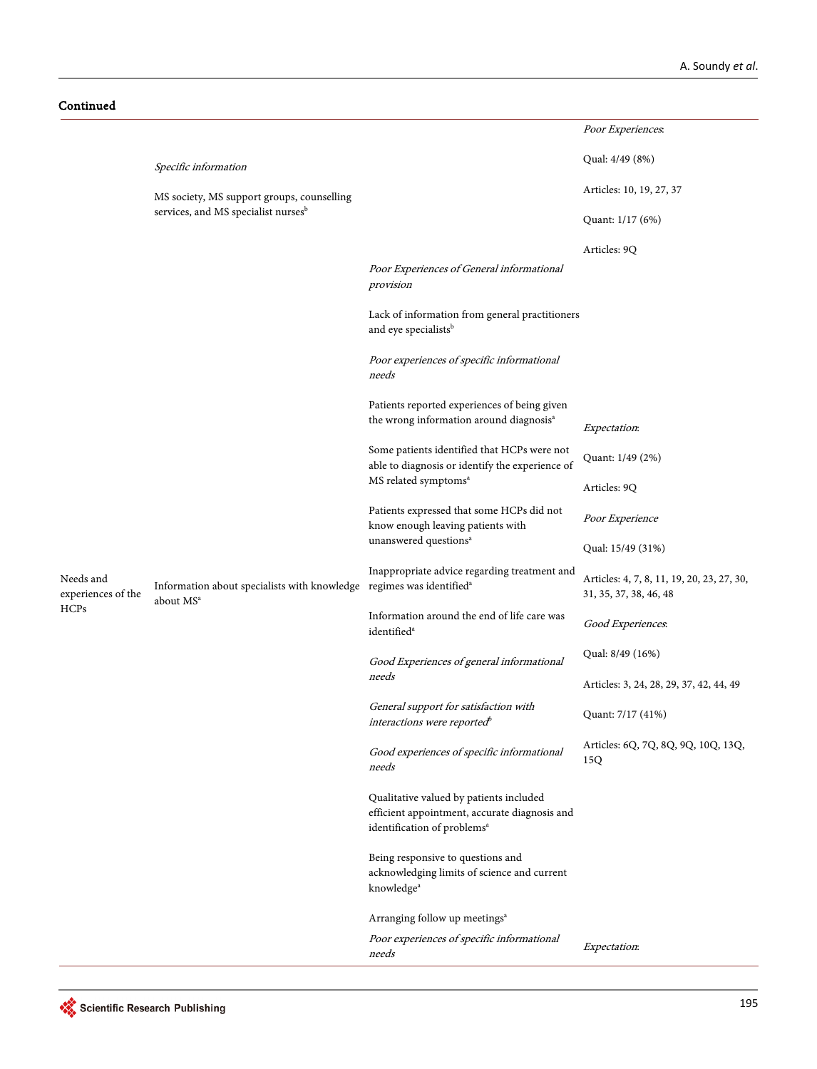**Continued**

| | | | |
|---|---|---|---|
| | *Specific information*<br><br>MS society, MS support groups, counselling services, and MS specialist nurses[b] | | *Poor Experiences*:<br><br>Qual: 4/49 (8%)<br><br>Articles: 10, 19, 27, 37<br><br>Quant: 1/17 (6%)<br><br>Articles: 9Q |
| Needs and experiences of the HCPs | Information about specialists with knowledge about MS[a] | *Poor Experiences of General informational provision*<br><br>Lack of information from general practitioners and eye specialists[b]<br><br>*Poor experiences of specific informational needs*<br><br>Patients reported experiences of being given the wrong information around diagnosis[a]<br><br>Some patients identified that HCPs were not able to diagnosis or identify the experience of MS related symptoms[a]<br><br>Patients expressed that some HCPs did not know enough leaving patients with unanswered questions[a]<br><br>Inappropriate advice regarding treatment and regimes was identified[a]<br><br>Information around the end of life care was identified[a]<br><br>*Good Experiences of general informational needs*<br><br>*General support for satisfaction with interactions were reported*[b]<br><br>*Good experiences of specific informational needs*<br><br>Qualitative valued by patients included efficient appointment, accurate diagnosis and identification of problems[a]<br><br>Being responsive to questions and acknowledging limits of science and current knowledge[a]<br><br>Arranging follow up meetings[a] | *Expectation*:<br><br>Quant: 1/49 (2%)<br><br>Articles: 9Q<br><br>*Poor Experience*<br><br>Qual: 15/49 (31%)<br><br>Articles: 4, 7, 8, 11, 19, 20, 23, 27, 30, 31, 35, 37, 38, 46, 48<br><br>*Good Experiences*:<br><br>Qual: 8/49 (16%)<br><br>Articles: 3, 24, 28, 29, 37, 42, 44, 49<br><br>Quant: 7/17 (41%)<br><br>Articles: 6Q, 7Q, 8Q, 9Q, 10Q, 13Q, 15Q |
| | | *Poor experiences of specific informational needs* | *Expectation*: |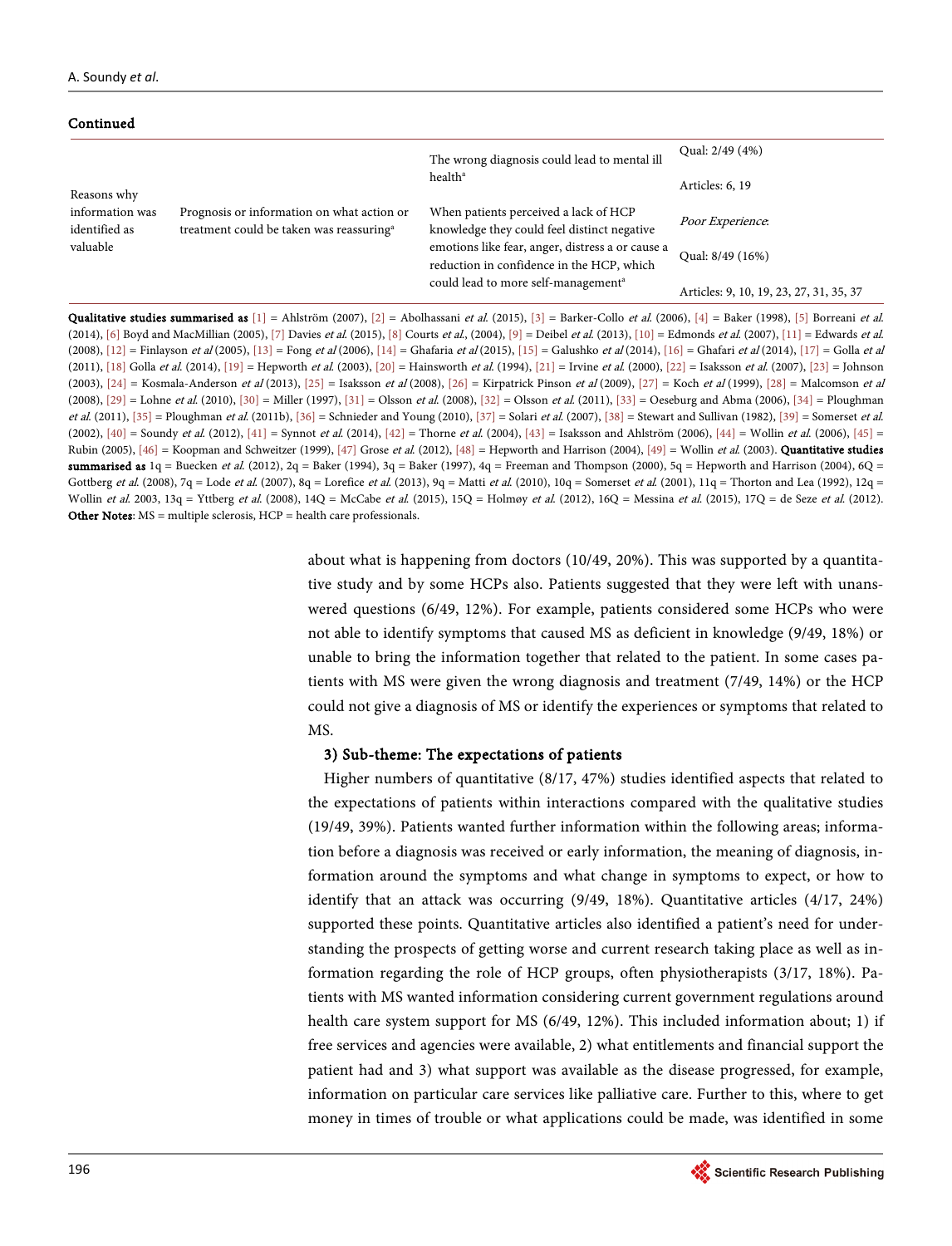Continued

| | | | |
|---|---|---|---|
| Reasons why information was identified as valuable | Prognosis or information on what action or treatment could be taken was reassuring[a] | The wrong diagnosis could lead to mental ill health[a] | Qual: 2/49 (4%) |
| | | | Articles: 6, 19 |
| | | When patients perceived a lack of HCP knowledge they could feel distinct negative emotions like fear, anger, distress a or cause a reduction in confidence in the HCP, which could lead to more self-management[a] | *Poor Experience*: |
| | | | Qual: 8/49 (16%) |
| | | | Articles: 9, 10, 19, 23, 27, 31, 35, 37 |

**Qualitative studies summarised as** [1] = Ahlström (2007), [2] = Abolhassani *et al.* (2015), [3] = Barker-Collo *et al.* (2006), [4] = Baker (1998), [5] Borreani *et al.* (2014), [6] Boyd and MacMillian (2005), [7] Davies *et al.* (2015), [8] Courts *et al.*, (2004), [9] = Deibel *et al.* (2013), [10] = Edmonds *et al.* (2007), [11] = Edwards *et al.* (2008), [12] = Finlayson *et al* (2005), [13] = Fong *et al* (2006), [14] = Ghafaria *et al* (2015), [15] = Galushko *et al* (2014), [16] = Ghafari *et al* (2014), [17] = Golla *et al* (2011), [18] Golla *et al.* (2014), [19] = Hepworth *et al.* (2003), [20] = Hainsworth *et al.* (1994), [21] = Irvine *et al.* (2000), [22] = Isaksson *et al.* (2007), [23] = Johnson (2003), [24] = Kosmala-Anderson *et al* (2013), [25] = Isaksson *et al* (2008), [26] = Kirpatrick Pinson *et al* (2009), [27] = Koch *et al* (1999), [28] = Malcomson *et al* (2008), [29] = Lohne *et al.* (2010), [30] = Miller (1997), [31] = Olsson *et al.* (2008), [32] = Olsson *et al.* (2011), [33] = Oeseburg and Abma (2006), [34] = Ploughman *et al.* (2011), [35] = Ploughman *et al.* (2011b), [36] = Schnieder and Young (2010), [37] = Solari *et al.* (2007), [38] = Stewart and Sullivan (1982), [39] = Somerset *et al.* (2002), [40] = Soundy *et al.* (2012), [41] = Synnot *et al.* (2014), [42] = Thorne *et al.* (2004), [43] = Isaksson and Ahlström (2006), [44] = Wollin *et al.* (2006), [45] = Rubin (2005), [46] = Koopman and Schweitzer (1999), [47] Grose *et al.* (2012), [48] = Hepworth and Harrison (2004), [49] = Wollin *et al.* (2003). **Quantitative studies summarised as** 1q = Buecken *et al.* (2012), 2q = Baker (1994), 3q = Baker (1997), 4q = Freeman and Thompson (2000), 5q = Hepworth and Harrison (2004), 6Q = Gottberg *et al.* (2008), 7q = Lode *et al.* (2007), 8q = Lorefice *et al.* (2013), 9q = Matti *et al.* (2010), 10q = Somerset *et al.* (2001), 11q = Thorton and Lea (1992), 12q = Wollin *et al.* 2003, 13q = Yttberg *et al.* (2008), 14Q = McCabe *et al.* (2015), 15Q = Holmøy *et al.* (2012), 16Q = Messina *et al.* (2015), 17Q = de Seze *et al.* (2012). **Other Notes**: MS = multiple sclerosis, HCP = health care professionals.

about what is happening from doctors (10/49, 20%). This was supported by a quantitative study and by some HCPs also. Patients suggested that they were left with unanswered questions (6/49, 12%). For example, patients considered some HCPs who were not able to identify symptoms that caused MS as deficient in knowledge (9/49, 18%) or unable to bring the information together that related to the patient. In some cases patients with MS were given the wrong diagnosis and treatment (7/49, 14%) or the HCP could not give a diagnosis of MS or identify the experiences or symptoms that related to MS.

**3) Sub-theme: The expectations of patients**

Higher numbers of quantitative (8/17, 47%) studies identified aspects that related to the expectations of patients within interactions compared with the qualitative studies (19/49, 39%). Patients wanted further information within the following areas; information before a diagnosis was received or early information, the meaning of diagnosis, information around the symptoms and what change in symptoms to expect, or how to identify that an attack was occurring (9/49, 18%). Quantitative articles (4/17, 24%) supported these points. Quantitative articles also identified a patient's need for understanding the prospects of getting worse and current research taking place as well as information regarding the role of HCP groups, often physiotherapists (3/17, 18%). Patients with MS wanted information considering current government regulations around health care system support for MS (6/49, 12%). This included information about; 1) if free services and agencies were available, 2) what entitlements and financial support the patient had and 3) what support was available as the disease progressed, for example, information on particular care services like palliative care. Further to this, where to get money in times of trouble or what applications could be made, was identified in some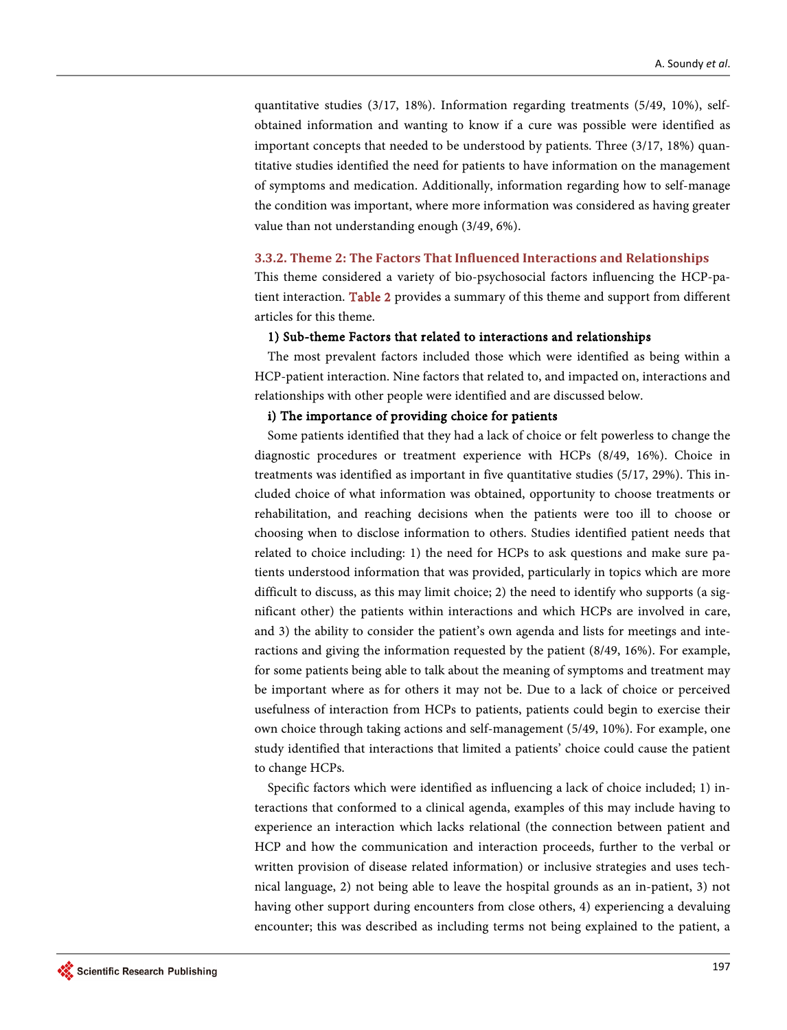quantitative studies (3/17, 18%). Information regarding treatments (5/49, 10%), self-obtained information and wanting to know if a cure was possible were identified as important concepts that needed to be understood by patients. Three (3/17, 18%) quantitative studies identified the need for patients to have information on the management of symptoms and medication. Additionally, information regarding how to self-manage the condition was important, where more information was considered as having greater value than not understanding enough (3/49, 6%).

### 3.3.2. Theme 2: The Factors That Influenced Interactions and Relationships

This theme considered a variety of bio-psychosocial factors influencing the HCP-patient interaction. Table 2 provides a summary of this theme and support from different articles for this theme.

**1) Sub-theme Factors that related to interactions and relationships**

The most prevalent factors included those which were identified as being within a HCP-patient interaction. Nine factors that related to, and impacted on, interactions and relationships with other people were identified and are discussed below.

**i) The importance of providing choice for patients**

Some patients identified that they had a lack of choice or felt powerless to change the diagnostic procedures or treatment experience with HCPs (8/49, 16%). Choice in treatments was identified as important in five quantitative studies (5/17, 29%). This included choice of what information was obtained, opportunity to choose treatments or rehabilitation, and reaching decisions when the patients were too ill to choose or choosing when to disclose information to others. Studies identified patient needs that related to choice including: 1) the need for HCPs to ask questions and make sure patients understood information that was provided, particularly in topics which are more difficult to discuss, as this may limit choice; 2) the need to identify who supports (a significant other) the patients within interactions and which HCPs are involved in care, and 3) the ability to consider the patient's own agenda and lists for meetings and interactions and giving the information requested by the patient (8/49, 16%). For example, for some patients being able to talk about the meaning of symptoms and treatment may be important where as for others it may not be. Due to a lack of choice or perceived usefulness of interaction from HCPs to patients, patients could begin to exercise their own choice through taking actions and self-management (5/49, 10%). For example, one study identified that interactions that limited a patients' choice could cause the patient to change HCPs.

Specific factors which were identified as influencing a lack of choice included; 1) interactions that conformed to a clinical agenda, examples of this may include having to experience an interaction which lacks relational (the connection between patient and HCP and how the communication and interaction proceeds, further to the verbal or written provision of disease related information) or inclusive strategies and uses technical language, 2) not being able to leave the hospital grounds as an in-patient, 3) not having other support during encounters from close others, 4) experiencing a devaluing encounter; this was described as including terms not being explained to the patient, a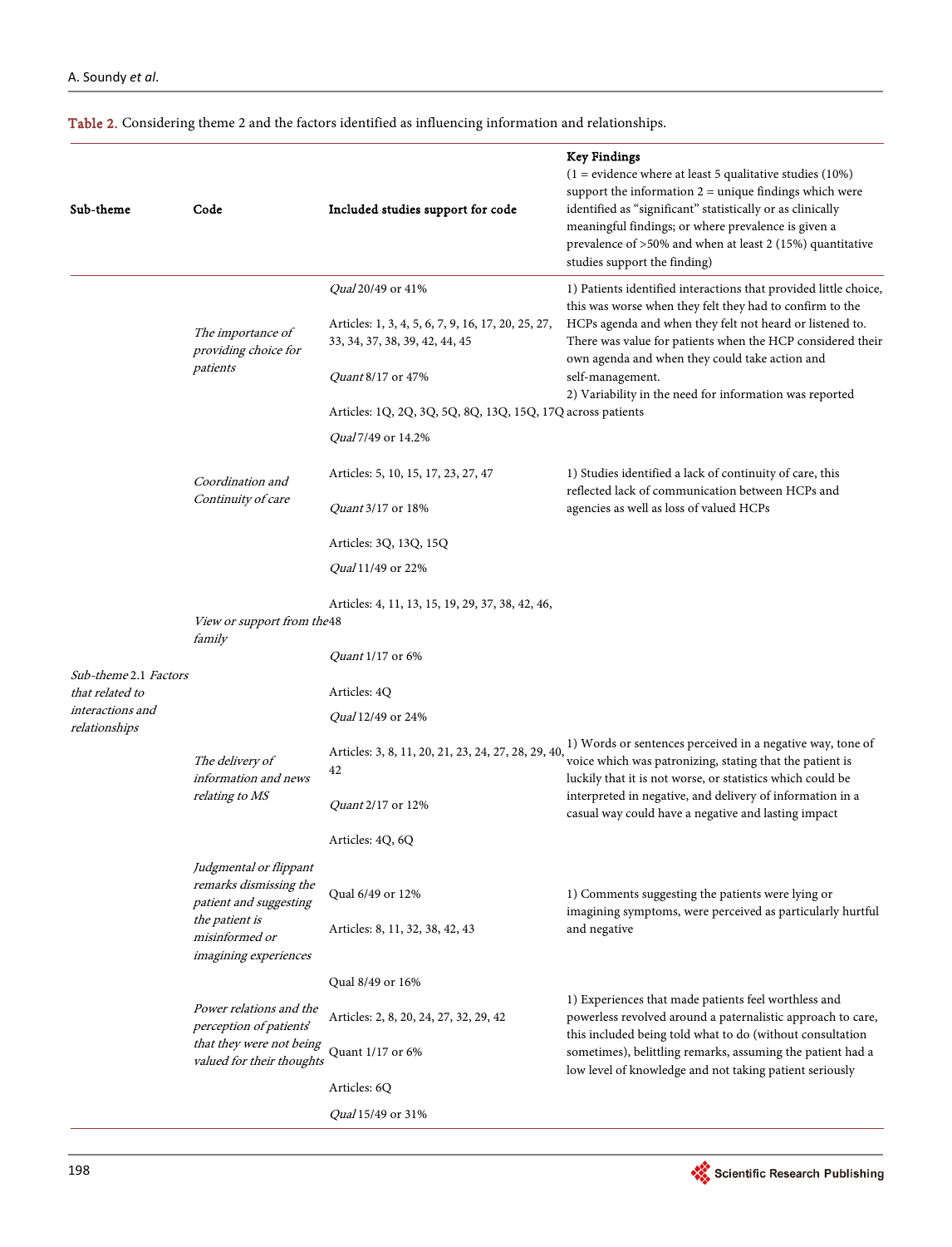Table 2. Considering theme 2 and the factors identified as influencing information and relationships.

| Sub-theme | Code | Included studies support for code | Key Findings (1 = evidence where at least 5 qualitative studies (10%) support the information 2 = unique findings which were identified as "significant" statistically or as clinically meaningful findings; or where prevalence is given a prevalence of >50% and when at least 2 (15%) quantitative studies support the finding) |
|---|---|---|---|
| Sub-theme 2.1 *Factors that related to interactions and relationships* | *The importance of providing choice for patients* | *Qual* 20/49 or 41%<br><br>Articles: 1, 3, 4, 5, 6, 7, 9, 16, 17, 20, 25, 27, 33, 34, 37, 38, 39, 42, 44, 45<br><br>*Quant* 8/17 or 47%<br><br>Articles: 1Q, 2Q, 3Q, 5Q, 8Q, 13Q, 15Q, 17Q | 1) Patients identified interactions that provided little choice, this was worse when they felt they had to confirm to the HCPs agenda and when they felt not heard or listened to. There was value for patients when the HCP considered their own agenda and when they could take action and self-management.<br>2) Variability in the need for information was reported across patients |
| | *Coordination and Continuity of care* | *Qual* 7/49 or 14.2%<br><br>Articles: 5, 10, 15, 17, 23, 27, 47<br><br>*Quant* 3/17 or 18%<br><br>Articles: 3Q, 13Q, 15Q | 1) Studies identified a lack of continuity of care, this reflected lack of communication between HCPs and agencies as well as loss of valued HCPs |
| | *View or support from the family* | *Qual* 11/49 or 22%<br><br>Articles: 4, 11, 13, 15, 19, 29, 37, 38, 42, 46, 48<br><br>*Quant* 1/17 or 6%<br><br>Articles: 4Q | |
| | *The delivery of information and news relating to MS* | *Qual* 12/49 or 24%<br><br>Articles: 3, 8, 11, 20, 21, 23, 24, 27, 28, 29, 40, 42<br><br>*Quant* 2/17 or 12%<br><br>Articles: 4Q, 6Q | 1) Words or sentences perceived in a negative way, tone of voice which was patronizing, stating that the patient is luckily that it is not worse, or statistics which could be interpreted in negative, and delivery of information in a casual way could have a negative and lasting impact |
| | *Judgmental or flippant remarks dismissing the patient and suggesting the patient is misinformed or imagining experiences* | Qual 6/49 or 12%<br><br>Articles: 8, 11, 32, 38, 42, 43 | 1) Comments suggesting the patients were lying or imagining symptoms, were perceived as particularly hurtful and negative |
| | *Power relations and the perception of patients' that they were not being valued for their thoughts* | Qual 8/49 or 16%<br><br>Articles: 2, 8, 20, 24, 27, 32, 29, 42<br><br>Quant 1/17 or 6%<br><br>Articles: 6Q | 1) Experiences that made patients feel worthless and powerless revolved around a paternalistic approach to care, this included being told what to do (without consultation sometimes), belittling remarks, assuming the patient had a low level of knowledge and not taking patient seriously |
| | | *Qual* 15/49 or 31% | |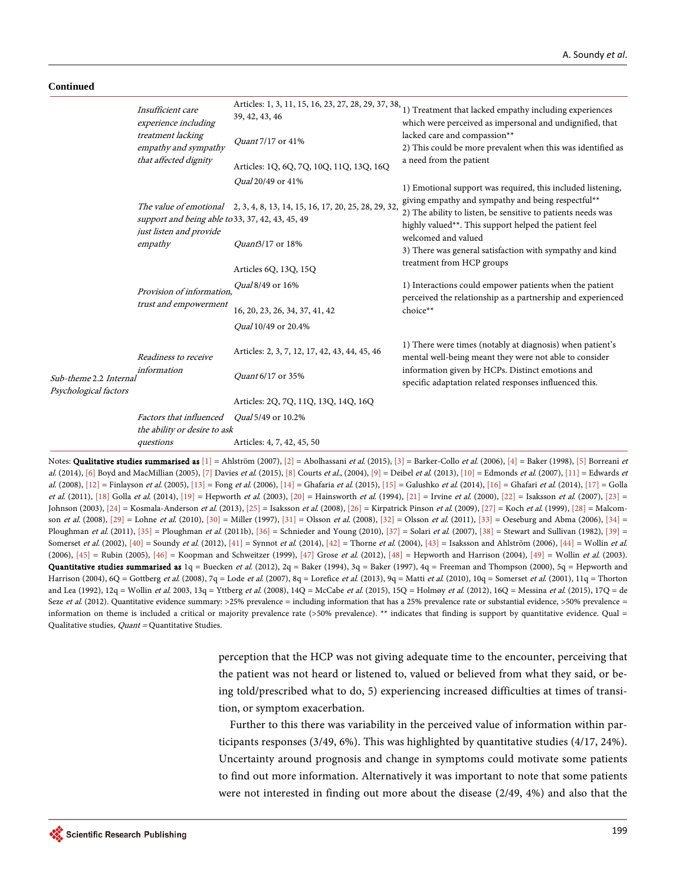**Continued**

| | | | |
|---|---|---|---|
| | *Insufficient care experience including treatment lacking empathy and sympathy that affected dignity* | Articles: 1, 3, 11, 15, 16, 23, 27, 28, 29, 37, 38, 39, 42, 43, 46<br>*Quant* 7/17 or 41%<br>Articles: 1Q, 6Q, 7Q, 10Q, 11Q, 13Q, 16Q | 1) Treatment that lacked empathy including experiences which were perceived as impersonal and undignified, that lacked care and compassion**<br>2) This could be more prevalent when this was identified as a need from the patient |
| | *The value of emotional support and being able to just listen and provide empathy* | *Qual* 20/49 or 41%<br>2, 3, 4, 8, 13, 14, 15, 16, 17, 20, 25, 28, 29, 32, 33, 37, 42, 43, 45, 49<br>*Quant* 3/17 or 18%<br>Articles 6Q, 13Q, 15Q | 1) Emotional support was required, this included listening, giving empathy and sympathy and being respectful**<br>2) The ability to listen, be sensitive to patients needs was highly valued**. This support helped the patient feel welcomed and valued<br>3) There was general satisfaction with sympathy and kind treatment from HCP groups |
| | *Provision of information, trust and empowerment* | *Qual* 8/49 or 16%<br>16, 20, 23, 26, 34, 37, 41, 42 | 1) Interactions could empower patients when the patient perceived the relationship as a partnership and experienced choice** |
| *Sub-theme 2.2 Internal Psychological factors* | *Readiness to receive information* | *Qual* 10/49 or 20.4%<br>Articles: 2, 3, 7, 12, 17, 42, 43, 44, 45, 46<br>*Quant* 6/17 or 35%<br>Articles: 2Q, 7Q, 11Q, 13Q, 14Q, 16Q | 1) There were times (notably at diagnosis) when patient's mental well-being meant they were not able to consider information given by HCPs. Distinct emotions and specific adaptation related responses influenced this. |
| | *Factors that influenced the ability or desire to ask questions* | *Qual* 5/49 or 10.2%<br>Articles: 4, 7, 42, 45, 50 | |

Notes: **Qualitative studies summarised as** [1] = Ahlström (2007), [2] = Abolhassani *et al.* (2015), [3] = Barker-Collo *et al.* (2006), [4] = Baker (1998), [5] Borreani *et al.* (2014), [6] Boyd and MacMillian (2005), [7] Davies *et al.* (2015), [8] Courts *et al.*, (2004), [9] = Deibel *et al.* (2013), [10] = Edmonds *et al.* (2007), [11] = Edwards *et al.* (2008), [12] = Finlayson *et al.* (2005), [13] = Fong *et al.* (2006), [14] = Ghafaria *et al.* (2015), [15] = Galushko *et al.* (2014), [16] = Ghafari *et al.* (2014), [17] = Golla *et al.* (2011), [18] Golla *et al.* (2014), [19] = Hepworth *et al.* (2003), [20] = Hainsworth *et al.* (1994), [21] = Irvine *et al.* (2000), [22] = Isaksson *et al.* (2007), [23] = Johnson (2003), [24] = Kosmala-Anderson *et al.* (2013), [25] = Isaksson *et al.* (2008), [26] = Kirpatrick Pinson *et al.* (2009), [27] = Koch *et al.* (1999), [28] = Malcomson *et al.* (2008), [29] = Lohne *et al.* (2010), [30] = Miller (1997), [31] = Olsson *et al.* (2008), [32] = Olsson *et al.* (2011), [33] = Oeseburg and Abma (2006), [34] = Ploughman *et al.* (2011), [35] = Ploughman *et al.* (2011b), [36] = Schnieder and Young (2010), [37] = Solari *et al.* (2007), [38] = Stewart and Sullivan (1982), [39] = Somerset *et al.* (2002), [40] = Soundy *et al.* (2012), [41] = Synnot *et al.* (2014), [42] = Thorne *et al.* (2004), [43] = Isaksson and Ahlström (2006), [44] = Wollin *et al.* (2006), [45] = Rubin (2005), [46] = Koopman and Schweitzer (1999), [47] Grose *et al.* (2012), [48] = Hepworth and Harrison (2004), [49] = Wollin *et al.* (2003). **Quantitative studies summarised as** 1q = Buecken *et al.* (2012), 2q = Baker (1994), 3q = Baker (1997), 4q = Freeman and Thompson (2000), 5q = Hepworth and Harrison (2004), 6Q = Gottberg *et al.* (2008), 7q = Lode *et al.* (2007), 8q = Lorefice *et al.* (2013), 9q = Matti *et al.* (2010), 10q = Somerset *et al.* (2001), 11q = Thorton and Lea (1992), 12q = Wollin *et al.* 2003, 13q = Yttberg *et al.* (2008), 14Q = McCabe *et al.* (2015), 15Q = Holmøy *et al.* (2012), 16Q = Messina *et al.* (2015), 17Q = de Seze *et al.* (2012). Quantitative evidence summary: >25% prevalence = including information that has a 25% prevalence rate or substantial evidence, >50% prevalence = information on theme is included a critical or majority prevalence rate (>50% prevalence). ** indicates that finding is support by quantitative evidence. Qual = Qualitative studies, *Quant* = Quantitative Studies.

perception that the HCP was not giving adequate time to the encounter, perceiving that the patient was not heard or listened to, valued or believed from what they said, or being told/prescribed what to do, 5) experiencing increased difficulties at times of transition, or symptom exacerbation.

Further to this there was variability in the perceived value of information within participants responses (3/49, 6%). This was highlighted by quantitative studies (4/17, 24%). Uncertainty around prognosis and change in symptoms could motivate some patients to find out more information. Alternatively it was important to note that some patients were not interested in finding out more about the disease (2/49, 4%) and also that the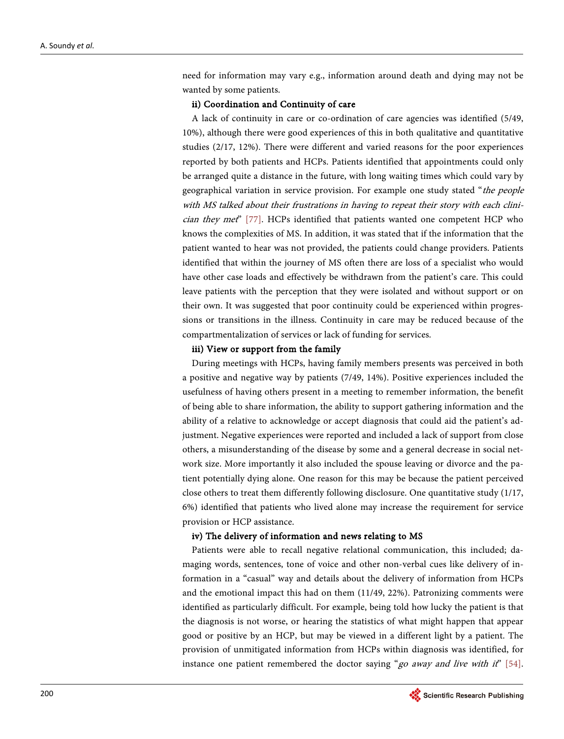need for information may vary e.g., information around death and dying may not be wanted by some patients.

**ii) Coordination and Continuity of care**

A lack of continuity in care or co-ordination of care agencies was identified (5/49, 10%), although there were good experiences of this in both qualitative and quantitative studies (2/17, 12%). There were different and varied reasons for the poor experiences reported by both patients and HCPs. Patients identified that appointments could only be arranged quite a distance in the future, with long waiting times which could vary by geographical variation in service provision. For example one study stated "*the people with MS talked about their frustrations in having to repeat their story with each clinician they met*" [77]. HCPs identified that patients wanted one competent HCP who knows the complexities of MS. In addition, it was stated that if the information that the patient wanted to hear was not provided, the patients could change providers. Patients identified that within the journey of MS often there are loss of a specialist who would have other case loads and effectively be withdrawn from the patient's care. This could leave patients with the perception that they were isolated and without support or on their own. It was suggested that poor continuity could be experienced within progressions or transitions in the illness. Continuity in care may be reduced because of the compartmentalization of services or lack of funding for services.

**iii) View or support from the family**

During meetings with HCPs, having family members presents was perceived in both a positive and negative way by patients (7/49, 14%). Positive experiences included the usefulness of having others present in a meeting to remember information, the benefit of being able to share information, the ability to support gathering information and the ability of a relative to acknowledge or accept diagnosis that could aid the patient's adjustment. Negative experiences were reported and included a lack of support from close others, a misunderstanding of the disease by some and a general decrease in social network size. More importantly it also included the spouse leaving or divorce and the patient potentially dying alone. One reason for this may be because the patient perceived close others to treat them differently following disclosure. One quantitative study (1/17, 6%) identified that patients who lived alone may increase the requirement for service provision or HCP assistance.

**iv) The delivery of information and news relating to MS**

Patients were able to recall negative relational communication, this included; damaging words, sentences, tone of voice and other non-verbal cues like delivery of information in a "casual" way and details about the delivery of information from HCPs and the emotional impact this had on them (11/49, 22%). Patronizing comments were identified as particularly difficult. For example, being told how lucky the patient is that the diagnosis is not worse, or hearing the statistics of what might happen that appear good or positive by an HCP, but may be viewed in a different light by a patient. The provision of unmitigated information from HCPs within diagnosis was identified, for instance one patient remembered the doctor saying "*go away and live with it*" [54].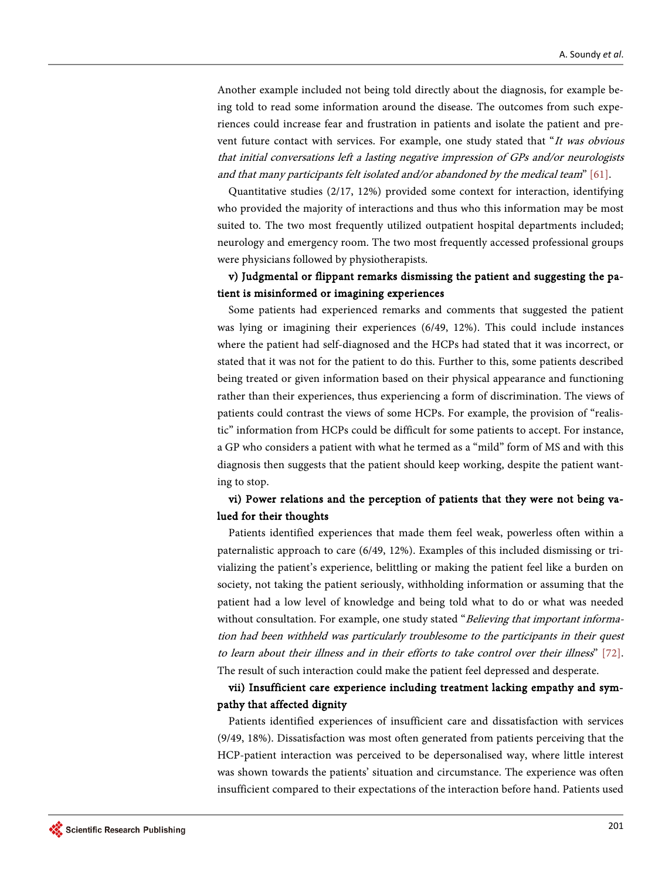Another example included not being told directly about the diagnosis, for example being told to read some information around the disease. The outcomes from such experiences could increase fear and frustration in patients and isolate the patient and prevent future contact with services. For example, one study stated that "*It was obvious that initial conversations left a lasting negative impression of GPs and/or neurologists and that many participants felt isolated and/or abandoned by the medical team*" [61].

Quantitative studies (2/17, 12%) provided some context for interaction, identifying who provided the majority of interactions and thus who this information may be most suited to. The two most frequently utilized outpatient hospital departments included; neurology and emergency room. The two most frequently accessed professional groups were physicians followed by physiotherapists.

**v) Judgmental or flippant remarks dismissing the patient and suggesting the patient is misinformed or imagining experiences**

Some patients had experienced remarks and comments that suggested the patient was lying or imagining their experiences (6/49, 12%). This could include instances where the patient had self-diagnosed and the HCPs had stated that it was incorrect, or stated that it was not for the patient to do this. Further to this, some patients described being treated or given information based on their physical appearance and functioning rather than their experiences, thus experiencing a form of discrimination. The views of patients could contrast the views of some HCPs. For example, the provision of "realistic" information from HCPs could be difficult for some patients to accept. For instance, a GP who considers a patient with what he termed as a "mild" form of MS and with this diagnosis then suggests that the patient should keep working, despite the patient wanting to stop.

**vi) Power relations and the perception of patients that they were not being valued for their thoughts**

Patients identified experiences that made them feel weak, powerless often within a paternalistic approach to care (6/49, 12%). Examples of this included dismissing or trivializing the patient's experience, belittling or making the patient feel like a burden on society, not taking the patient seriously, withholding information or assuming that the patient had a low level of knowledge and being told what to do or what was needed without consultation. For example, one study stated "*Believing that important information had been withheld was particularly troublesome to the participants in their quest to learn about their illness and in their efforts to take control over their illness*" [72]. The result of such interaction could make the patient feel depressed and desperate.

**vii) Insufficient care experience including treatment lacking empathy and sympathy that affected dignity**

Patients identified experiences of insufficient care and dissatisfaction with services (9/49, 18%). Dissatisfaction was most often generated from patients perceiving that the HCP-patient interaction was perceived to be depersonalised way, where little interest was shown towards the patients' situation and circumstance. The experience was often insufficient compared to their expectations of the interaction before hand. Patients used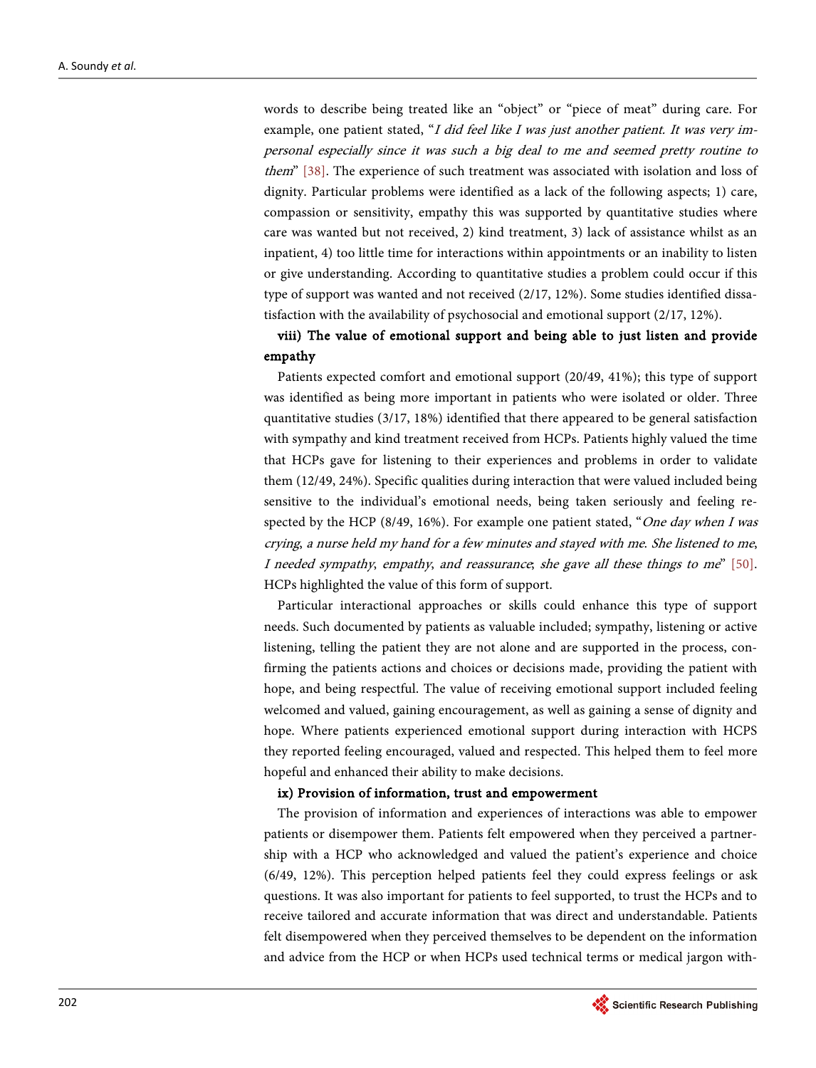words to describe being treated like an "object" or "piece of meat" during care. For example, one patient stated, "*I did feel like I was just another patient. It was very impersonal especially since it was such a big deal to me and seemed pretty routine to them*" [38]. The experience of such treatment was associated with isolation and loss of dignity. Particular problems were identified as a lack of the following aspects; 1) care, compassion or sensitivity, empathy this was supported by quantitative studies where care was wanted but not received, 2) kind treatment, 3) lack of assistance whilst as an inpatient, 4) too little time for interactions within appointments or an inability to listen or give understanding. According to quantitative studies a problem could occur if this type of support was wanted and not received (2/17, 12%). Some studies identified dissatisfaction with the availability of psychosocial and emotional support (2/17, 12%).

**viii) The value of emotional support and being able to just listen and provide empathy**

Patients expected comfort and emotional support (20/49, 41%); this type of support was identified as being more important in patients who were isolated or older. Three quantitative studies (3/17, 18%) identified that there appeared to be general satisfaction with sympathy and kind treatment received from HCPs. Patients highly valued the time that HCPs gave for listening to their experiences and problems in order to validate them (12/49, 24%). Specific qualities during interaction that were valued included being sensitive to the individual's emotional needs, being taken seriously and feeling respected by the HCP (8/49, 16%). For example one patient stated, "*One day when I was crying, a nurse held my hand for a few minutes and stayed with me. She listened to me, I needed sympathy, empathy, and reassurance, she gave all these things to me*" [50]. HCPs highlighted the value of this form of support.

Particular interactional approaches or skills could enhance this type of support needs. Such documented by patients as valuable included; sympathy, listening or active listening, telling the patient they are not alone and are supported in the process, confirming the patients actions and choices or decisions made, providing the patient with hope, and being respectful. The value of receiving emotional support included feeling welcomed and valued, gaining encouragement, as well as gaining a sense of dignity and hope. Where patients experienced emotional support during interaction with HCPS they reported feeling encouraged, valued and respected. This helped them to feel more hopeful and enhanced their ability to make decisions.

**ix) Provision of information, trust and empowerment**

The provision of information and experiences of interactions was able to empower patients or disempower them. Patients felt empowered when they perceived a partnership with a HCP who acknowledged and valued the patient's experience and choice (6/49, 12%). This perception helped patients feel they could express feelings or ask questions. It was also important for patients to feel supported, to trust the HCPs and to receive tailored and accurate information that was direct and understandable. Patients felt disempowered when they perceived themselves to be dependent on the information and advice from the HCP or when HCPs used technical terms or medical jargon with-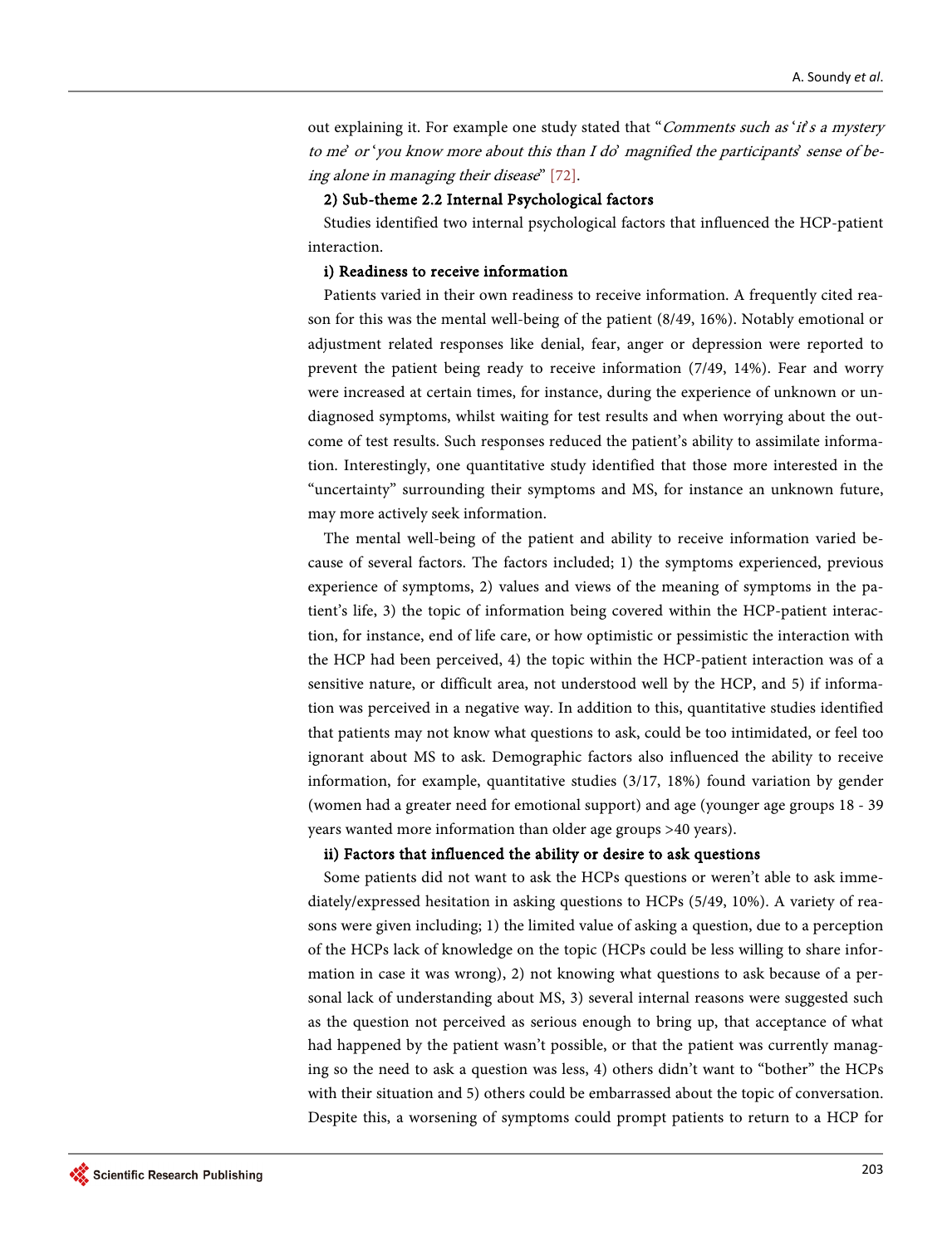out explaining it. For example one study stated that "*Comments such as* '*it*'*s a mystery to me*' *or* '*you know more about this than I do*' *magnified the participants*' *sense of being alone in managing their disease*" [72].

**2) Sub-theme 2.2 Internal Psychological factors**

Studies identified two internal psychological factors that influenced the HCP-patient interaction.

**i) Readiness to receive information**

Patients varied in their own readiness to receive information. A frequently cited reason for this was the mental well-being of the patient (8/49, 16%). Notably emotional or adjustment related responses like denial, fear, anger or depression were reported to prevent the patient being ready to receive information (7/49, 14%). Fear and worry were increased at certain times, for instance, during the experience of unknown or undiagnosed symptoms, whilst waiting for test results and when worrying about the outcome of test results. Such responses reduced the patient's ability to assimilate information. Interestingly, one quantitative study identified that those more interested in the "uncertainty" surrounding their symptoms and MS, for instance an unknown future, may more actively seek information.

The mental well-being of the patient and ability to receive information varied because of several factors. The factors included; 1) the symptoms experienced, previous experience of symptoms, 2) values and views of the meaning of symptoms in the patient's life, 3) the topic of information being covered within the HCP-patient interaction, for instance, end of life care, or how optimistic or pessimistic the interaction with the HCP had been perceived, 4) the topic within the HCP-patient interaction was of a sensitive nature, or difficult area, not understood well by the HCP, and 5) if information was perceived in a negative way. In addition to this, quantitative studies identified that patients may not know what questions to ask, could be too intimidated, or feel too ignorant about MS to ask. Demographic factors also influenced the ability to receive information, for example, quantitative studies (3/17, 18%) found variation by gender (women had a greater need for emotional support) and age (younger age groups 18 - 39 years wanted more information than older age groups >40 years).

**ii) Factors that influenced the ability or desire to ask questions**

Some patients did not want to ask the HCPs questions or weren't able to ask immediately/expressed hesitation in asking questions to HCPs (5/49, 10%). A variety of reasons were given including; 1) the limited value of asking a question, due to a perception of the HCPs lack of knowledge on the topic (HCPs could be less willing to share information in case it was wrong), 2) not knowing what questions to ask because of a personal lack of understanding about MS, 3) several internal reasons were suggested such as the question not perceived as serious enough to bring up, that acceptance of what had happened by the patient wasn't possible, or that the patient was currently managing so the need to ask a question was less, 4) others didn't want to "bother" the HCPs with their situation and 5) others could be embarrassed about the topic of conversation. Despite this, a worsening of symptoms could prompt patients to return to a HCP for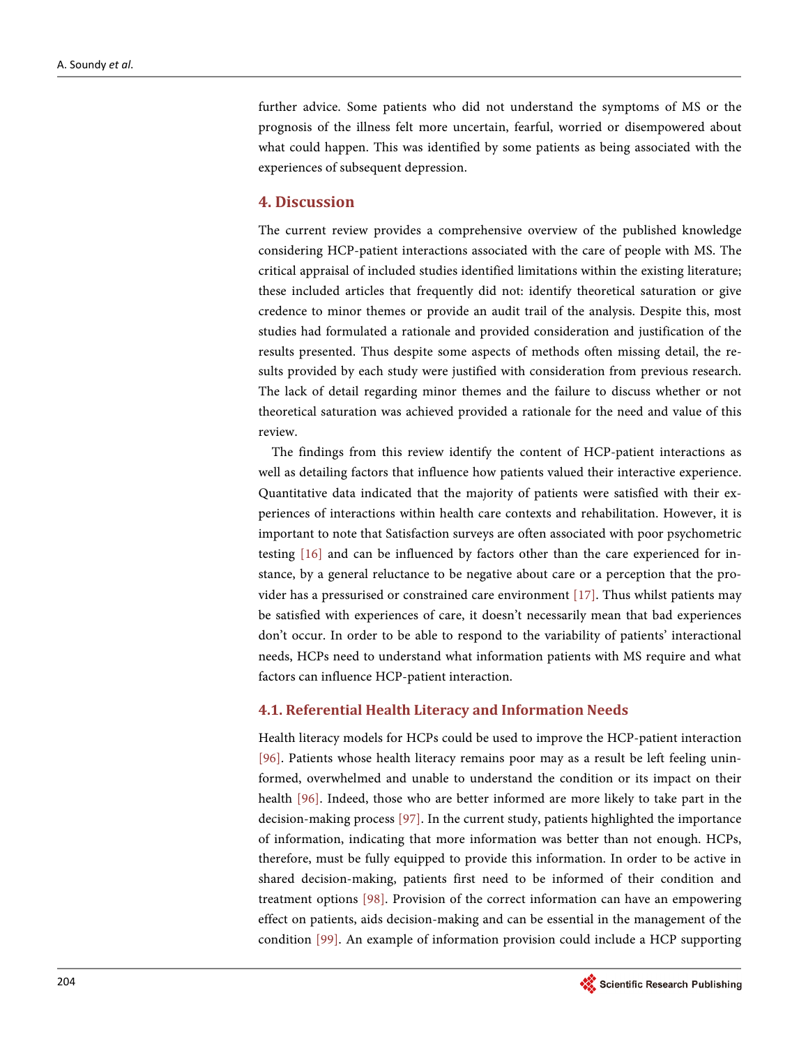further advice. Some patients who did not understand the symptoms of MS or the prognosis of the illness felt more uncertain, fearful, worried or disempowered about what could happen. This was identified by some patients as being associated with the experiences of subsequent depression.

## 4. Discussion

The current review provides a comprehensive overview of the published knowledge considering HCP-patient interactions associated with the care of people with MS. The critical appraisal of included studies identified limitations within the existing literature; these included articles that frequently did not: identify theoretical saturation or give credence to minor themes or provide an audit trail of the analysis. Despite this, most studies had formulated a rationale and provided consideration and justification of the results presented. Thus despite some aspects of methods often missing detail, the results provided by each study were justified with consideration from previous research. The lack of detail regarding minor themes and the failure to discuss whether or not theoretical saturation was achieved provided a rationale for the need and value of this review.

The findings from this review identify the content of HCP-patient interactions as well as detailing factors that influence how patients valued their interactive experience. Quantitative data indicated that the majority of patients were satisfied with their experiences of interactions within health care contexts and rehabilitation. However, it is important to note that Satisfaction surveys are often associated with poor psychometric testing [16] and can be influenced by factors other than the care experienced for instance, by a general reluctance to be negative about care or a perception that the provider has a pressurised or constrained care environment [17]. Thus whilst patients may be satisfied with experiences of care, it doesn't necessarily mean that bad experiences don't occur. In order to be able to respond to the variability of patients' interactional needs, HCPs need to understand what information patients with MS require and what factors can influence HCP-patient interaction.

### 4.1. Referential Health Literacy and Information Needs

Health literacy models for HCPs could be used to improve the HCP-patient interaction [96]. Patients whose health literacy remains poor may as a result be left feeling uninformed, overwhelmed and unable to understand the condition or its impact on their health [96]. Indeed, those who are better informed are more likely to take part in the decision-making process [97]. In the current study, patients highlighted the importance of information, indicating that more information was better than not enough. HCPs, therefore, must be fully equipped to provide this information. In order to be active in shared decision-making, patients first need to be informed of their condition and treatment options [98]. Provision of the correct information can have an empowering effect on patients, aids decision-making and can be essential in the management of the condition [99]. An example of information provision could include a HCP supporting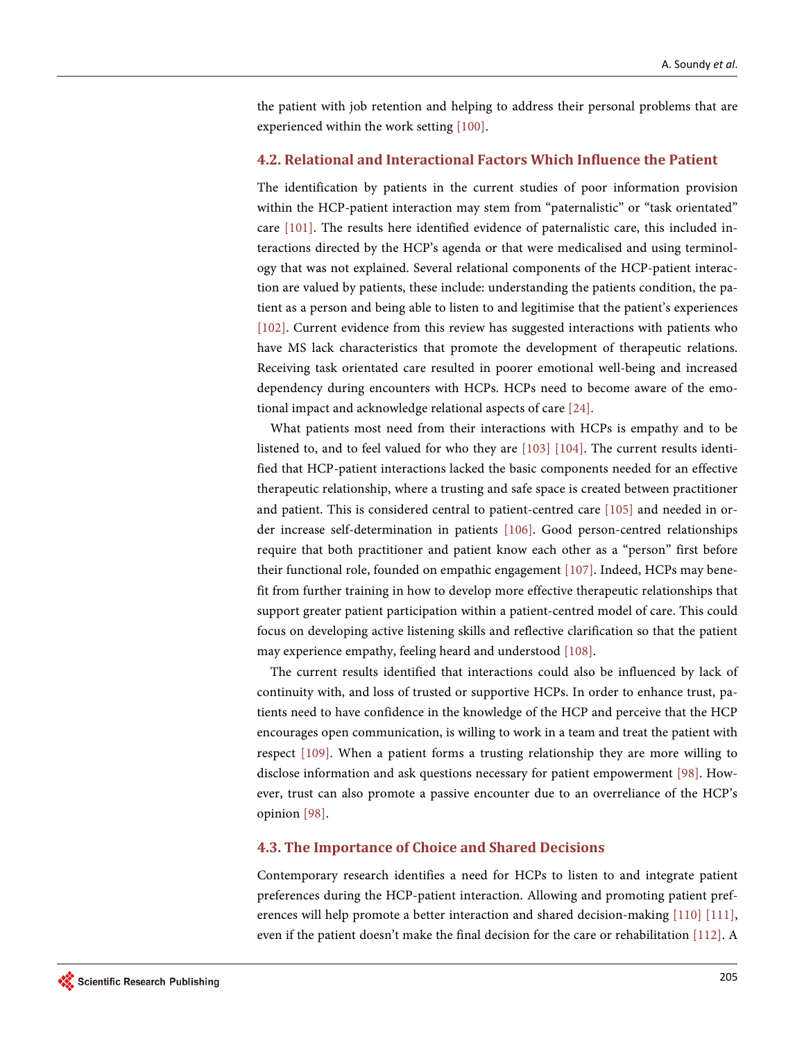the patient with job retention and helping to address their personal problems that are experienced within the work setting [100].

### 4.2. Relational and Interactional Factors Which Influence the Patient

The identification by patients in the current studies of poor information provision within the HCP-patient interaction may stem from "paternalistic" or "task orientated" care [101]. The results here identified evidence of paternalistic care, this included interactions directed by the HCP's agenda or that were medicalised and using terminology that was not explained. Several relational components of the HCP-patient interaction are valued by patients, these include: understanding the patients condition, the patient as a person and being able to listen to and legitimise that the patient's experiences [102]. Current evidence from this review has suggested interactions with patients who have MS lack characteristics that promote the development of therapeutic relations. Receiving task orientated care resulted in poorer emotional well-being and increased dependency during encounters with HCPs. HCPs need to become aware of the emotional impact and acknowledge relational aspects of care [24].

What patients most need from their interactions with HCPs is empathy and to be listened to, and to feel valued for who they are [103] [104]. The current results identified that HCP-patient interactions lacked the basic components needed for an effective therapeutic relationship, where a trusting and safe space is created between practitioner and patient. This is considered central to patient-centred care [105] and needed in order increase self-determination in patients [106]. Good person-centred relationships require that both practitioner and patient know each other as a "person" first before their functional role, founded on empathic engagement [107]. Indeed, HCPs may benefit from further training in how to develop more effective therapeutic relationships that support greater patient participation within a patient-centred model of care. This could focus on developing active listening skills and reflective clarification so that the patient may experience empathy, feeling heard and understood [108].

The current results identified that interactions could also be influenced by lack of continuity with, and loss of trusted or supportive HCPs. In order to enhance trust, patients need to have confidence in the knowledge of the HCP and perceive that the HCP encourages open communication, is willing to work in a team and treat the patient with respect [109]. When a patient forms a trusting relationship they are more willing to disclose information and ask questions necessary for patient empowerment [98]. However, trust can also promote a passive encounter due to an overreliance of the HCP's opinion [98].

### 4.3. The Importance of Choice and Shared Decisions

Contemporary research identifies a need for HCPs to listen to and integrate patient preferences during the HCP-patient interaction. Allowing and promoting patient preferences will help promote a better interaction and shared decision-making [110] [111], even if the patient doesn't make the final decision for the care or rehabilitation [112]. A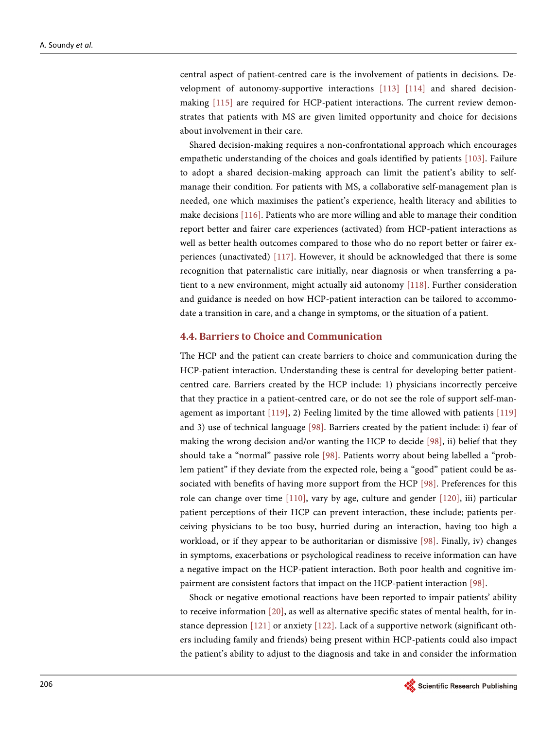central aspect of patient-centred care is the involvement of patients in decisions. Development of autonomy-supportive interactions [113] [114] and shared decision-making [115] are required for HCP-patient interactions. The current review demonstrates that patients with MS are given limited opportunity and choice for decisions about involvement in their care.

Shared decision-making requires a non-confrontational approach which encourages empathetic understanding of the choices and goals identified by patients [103]. Failure to adopt a shared decision-making approach can limit the patient's ability to self-manage their condition. For patients with MS, a collaborative self-management plan is needed, one which maximises the patient's experience, health literacy and abilities to make decisions [116]. Patients who are more willing and able to manage their condition report better and fairer care experiences (activated) from HCP-patient interactions as well as better health outcomes compared to those who do no report better or fairer experiences (unactivated) [117]. However, it should be acknowledged that there is some recognition that paternalistic care initially, near diagnosis or when transferring a patient to a new environment, might actually aid autonomy [118]. Further consideration and guidance is needed on how HCP-patient interaction can be tailored to accommodate a transition in care, and a change in symptoms, or the situation of a patient.

### 4.4. Barriers to Choice and Communication

The HCP and the patient can create barriers to choice and communication during the HCP-patient interaction. Understanding these is central for developing better patient-centred care. Barriers created by the HCP include: 1) physicians incorrectly perceive that they practice in a patient-centred care, or do not see the role of support self-management as important [119], 2) Feeling limited by the time allowed with patients [119] and 3) use of technical language [98]. Barriers created by the patient include: i) fear of making the wrong decision and/or wanting the HCP to decide [98], ii) belief that they should take a "normal" passive role [98]. Patients worry about being labelled a "problem patient" if they deviate from the expected role, being a "good" patient could be associated with benefits of having more support from the HCP [98]. Preferences for this role can change over time [110], vary by age, culture and gender [120], iii) particular patient perceptions of their HCP can prevent interaction, these include; patients perceiving physicians to be too busy, hurried during an interaction, having too high a workload, or if they appear to be authoritarian or dismissive [98]. Finally, iv) changes in symptoms, exacerbations or psychological readiness to receive information can have a negative impact on the HCP-patient interaction. Both poor health and cognitive impairment are consistent factors that impact on the HCP-patient interaction [98].

Shock or negative emotional reactions have been reported to impair patients' ability to receive information [20], as well as alternative specific states of mental health, for instance depression [121] or anxiety [122]. Lack of a supportive network (significant others including family and friends) being present within HCP-patients could also impact the patient's ability to adjust to the diagnosis and take in and consider the information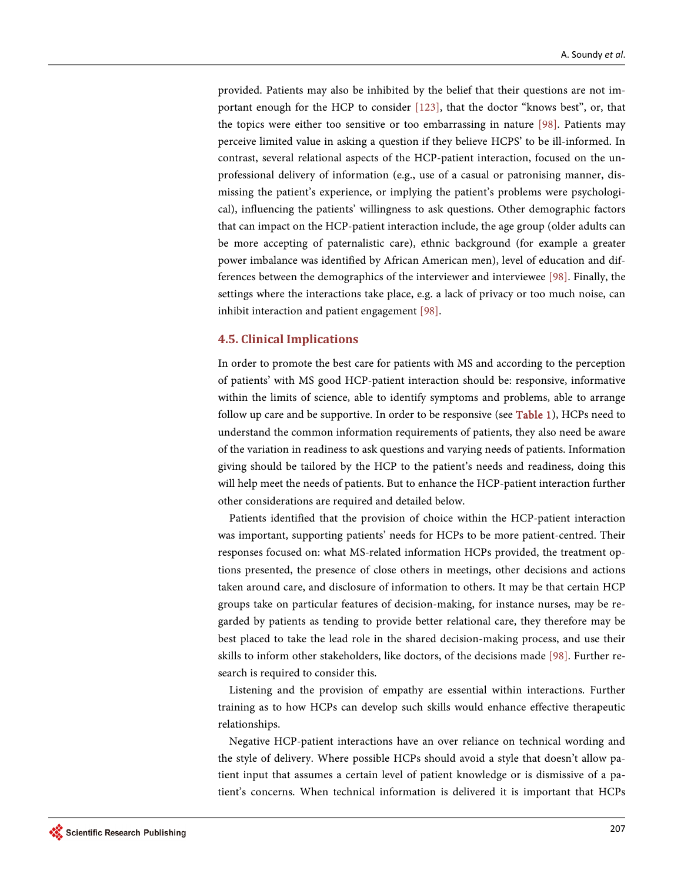provided. Patients may also be inhibited by the belief that their questions are not important enough for the HCP to consider [123], that the doctor "knows best", or, that the topics were either too sensitive or too embarrassing in nature [98]. Patients may perceive limited value in asking a question if they believe HCPS' to be ill-informed. In contrast, several relational aspects of the HCP-patient interaction, focused on the unprofessional delivery of information (e.g., use of a casual or patronising manner, dismissing the patient's experience, or implying the patient's problems were psychological), influencing the patients' willingness to ask questions. Other demographic factors that can impact on the HCP-patient interaction include, the age group (older adults can be more accepting of paternalistic care), ethnic background (for example a greater power imbalance was identified by African American men), level of education and differences between the demographics of the interviewer and interviewee [98]. Finally, the settings where the interactions take place, e.g. a lack of privacy or too much noise, can inhibit interaction and patient engagement [98].

### 4.5. Clinical Implications

In order to promote the best care for patients with MS and according to the perception of patients' with MS good HCP-patient interaction should be: responsive, informative within the limits of science, able to identify symptoms and problems, able to arrange follow up care and be supportive. In order to be responsive (see Table 1), HCPs need to understand the common information requirements of patients, they also need be aware of the variation in readiness to ask questions and varying needs of patients. Information giving should be tailored by the HCP to the patient's needs and readiness, doing this will help meet the needs of patients. But to enhance the HCP-patient interaction further other considerations are required and detailed below.

Patients identified that the provision of choice within the HCP-patient interaction was important, supporting patients' needs for HCPs to be more patient-centred. Their responses focused on: what MS-related information HCPs provided, the treatment options presented, the presence of close others in meetings, other decisions and actions taken around care, and disclosure of information to others. It may be that certain HCP groups take on particular features of decision-making, for instance nurses, may be regarded by patients as tending to provide better relational care, they therefore may be best placed to take the lead role in the shared decision-making process, and use their skills to inform other stakeholders, like doctors, of the decisions made [98]. Further research is required to consider this.

Listening and the provision of empathy are essential within interactions. Further training as to how HCPs can develop such skills would enhance effective therapeutic relationships.

Negative HCP-patient interactions have an over reliance on technical wording and the style of delivery. Where possible HCPs should avoid a style that doesn't allow patient input that assumes a certain level of patient knowledge or is dismissive of a patient's concerns. When technical information is delivered it is important that HCPs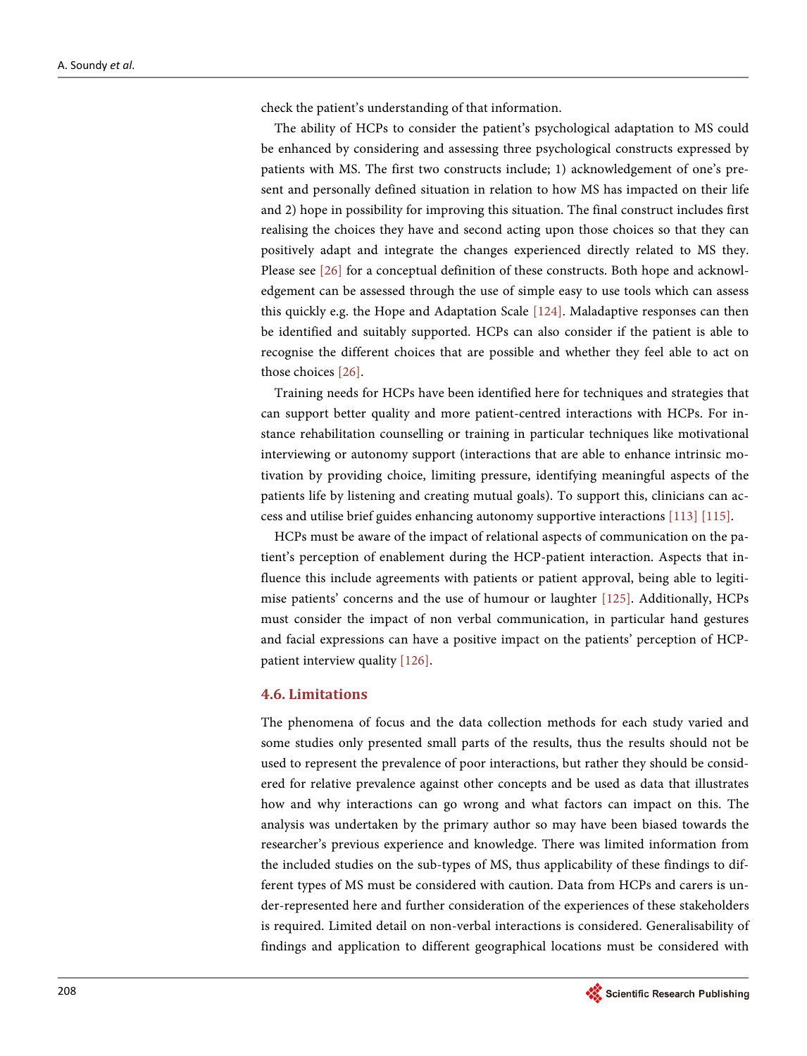check the patient's understanding of that information.

The ability of HCPs to consider the patient's psychological adaptation to MS could be enhanced by considering and assessing three psychological constructs expressed by patients with MS. The first two constructs include; 1) acknowledgement of one's present and personally defined situation in relation to how MS has impacted on their life and 2) hope in possibility for improving this situation. The final construct includes first realising the choices they have and second acting upon those choices so that they can positively adapt and integrate the changes experienced directly related to MS they. Please see [26] for a conceptual definition of these constructs. Both hope and acknowledgement can be assessed through the use of simple easy to use tools which can assess this quickly e.g. the Hope and Adaptation Scale [124]. Maladaptive responses can then be identified and suitably supported. HCPs can also consider if the patient is able to recognise the different choices that are possible and whether they feel able to act on those choices [26].

Training needs for HCPs have been identified here for techniques and strategies that can support better quality and more patient-centred interactions with HCPs. For instance rehabilitation counselling or training in particular techniques like motivational interviewing or autonomy support (interactions that are able to enhance intrinsic motivation by providing choice, limiting pressure, identifying meaningful aspects of the patients life by listening and creating mutual goals). To support this, clinicians can access and utilise brief guides enhancing autonomy supportive interactions [113] [115].

HCPs must be aware of the impact of relational aspects of communication on the patient's perception of enablement during the HCP-patient interaction. Aspects that influence this include agreements with patients or patient approval, being able to legitimise patients' concerns and the use of humour or laughter [125]. Additionally, HCPs must consider the impact of non verbal communication, in particular hand gestures and facial expressions can have a positive impact on the patients' perception of HCP-patient interview quality [126].

### 4.6. Limitations

The phenomena of focus and the data collection methods for each study varied and some studies only presented small parts of the results, thus the results should not be used to represent the prevalence of poor interactions, but rather they should be considered for relative prevalence against other concepts and be used as data that illustrates how and why interactions can go wrong and what factors can impact on this. The analysis was undertaken by the primary author so may have been biased towards the researcher's previous experience and knowledge. There was limited information from the included studies on the sub-types of MS, thus applicability of these findings to different types of MS must be considered with caution. Data from HCPs and carers is under-represented here and further consideration of the experiences of these stakeholders is required. Limited detail on non-verbal interactions is considered. Generalisability of findings and application to different geographical locations must be considered with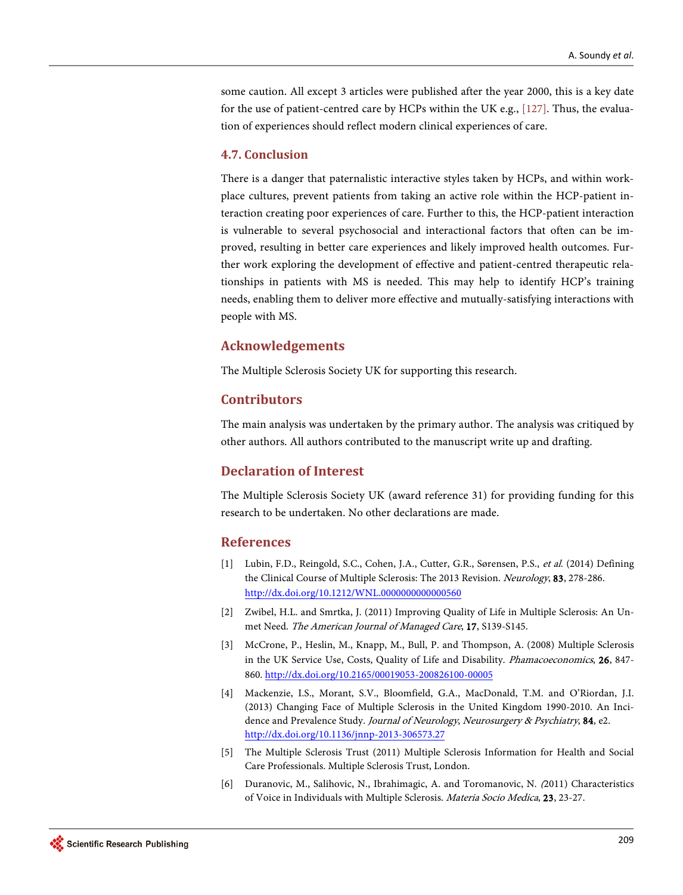some caution. All except 3 articles were published after the year 2000, this is a key date for the use of patient-centred care by HCPs within the UK e.g., [127]. Thus, the evaluation of experiences should reflect modern clinical experiences of care.

### 4.7. Conclusion

There is a danger that paternalistic interactive styles taken by HCPs, and within workplace cultures, prevent patients from taking an active role within the HCP-patient interaction creating poor experiences of care. Further to this, the HCP-patient interaction is vulnerable to several psychosocial and interactional factors that often can be improved, resulting in better care experiences and likely improved health outcomes. Further work exploring the development of effective and patient-centred therapeutic relationships in patients with MS is needed. This may help to identify HCP's training needs, enabling them to deliver more effective and mutually-satisfying interactions with people with MS.

## Acknowledgements

The Multiple Sclerosis Society UK for supporting this research.

## Contributors

The main analysis was undertaken by the primary author. The analysis was critiqued by other authors. All authors contributed to the manuscript write up and drafting.

## Declaration of Interest

The Multiple Sclerosis Society UK (award reference 31) for providing funding for this research to be undertaken. No other declarations are made.

## References

[1] Lubin, F.D., Reingold, S.C., Cohen, J.A., Cutter, G.R., Sørensen, P.S., *et al*. (2014) Defining the Clinical Course of Multiple Sclerosis: The 2013 Revision. *Neurology*, **83**, 278-286. http://dx.doi.org/10.1212/WNL.0000000000000560

[2] Zwibel, H.L. and Smrtka, J. (2011) Improving Quality of Life in Multiple Sclerosis: An Unmet Need. *The American Journal of Managed Care*, **17**, S139-S145.

[3] McCrone, P., Heslin, M., Knapp, M., Bull, P. and Thompson, A. (2008) Multiple Sclerosis in the UK Service Use, Costs, Quality of Life and Disability. *Phamacoeconomics*, **26**, 847-860. http://dx.doi.org/10.2165/00019053-200826100-00005

[4] Mackenzie, I.S., Morant, S.V., Bloomfield, G.A., MacDonald, T.M. and O'Riordan, J.I. (2013) Changing Face of Multiple Sclerosis in the United Kingdom 1990-2010. An Incidence and Prevalence Study. *Journal of Neurology*, *Neurosurgery & Psychiatry*, **84**, e2. http://dx.doi.org/10.1136/jnnp-2013-306573.27

[5] The Multiple Sclerosis Trust (2011) Multiple Sclerosis Information for Health and Social Care Professionals. Multiple Sclerosis Trust, London.

[6] Duranovic, M., Salihovic, N., Ibrahimagic, A. and Toromanovic, N. (2011) Characteristics of Voice in Individuals with Multiple Sclerosis. *Materia Socio Medica*, **23**, 23-27.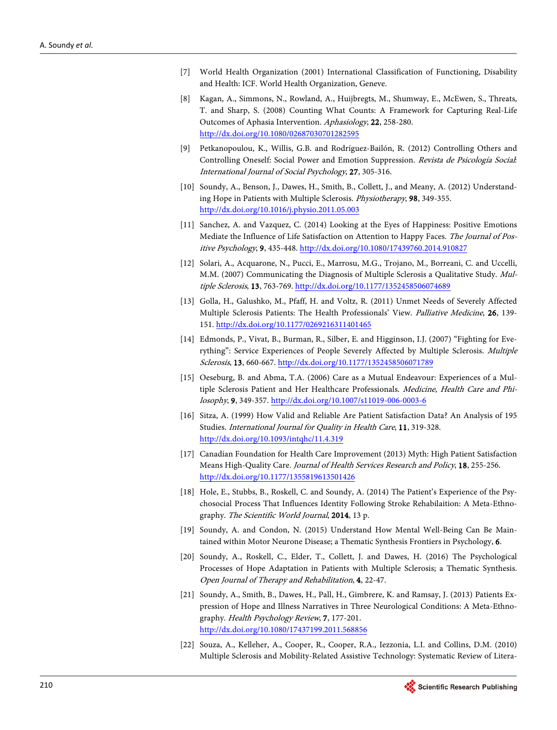[7] World Health Organization (2001) International Classification of Functioning, Disability and Health: ICF. World Health Organization, Geneve.

[8] Kagan, A., Simmons, N., Rowland, A., Huijbregts, M., Shumway, E., McEwen, S., Threats, T. and Sharp, S. (2008) Counting What Counts: A Framework for Capturing Real-Life Outcomes of Aphasia Intervention. *Aphasiology*, **22**, 258-280. http://dx.doi.org/10.1080/02687030701282595

[9] Petkanopoulou, K., Willis, G.B. and Rodríguez-Bailón, R. (2012) Controlling Others and Controlling Oneself: Social Power and Emotion Suppression. *Revista de Psicología Social: International Journal of Social Psychology*, **27**, 305-316.

[10] Soundy, A., Benson, J., Dawes, H., Smith, B., Collett, J., and Meany, A. (2012) Understanding Hope in Patients with Multiple Sclerosis. *Physiotherapy*, **98**, 349-355. http://dx.doi.org/10.1016/j.physio.2011.05.003

[11] Sanchez, A. and Vazquez, C. (2014) Looking at the Eyes of Happiness: Positive Emotions Mediate the Influence of Life Satisfaction on Attention to Happy Faces. *The Journal of Positive Psychology*, **9**, 435-448. http://dx.doi.org/10.1080/17439760.2014.910827

[12] Solari, A., Acquarone, N., Pucci, E., Marrosu, M.G., Trojano, M., Borreani, C. and Uccelli, M.M. (2007) Communicating the Diagnosis of Multiple Sclerosis a Qualitative Study. *Multiple Sclerosis*, **13**, 763-769. http://dx.doi.org/10.1177/1352458506074689

[13] Golla, H., Galushko, M., Pfaff, H. and Voltz, R. (2011) Unmet Needs of Severely Affected Multiple Sclerosis Patients: The Health Professionals' View. *Palliative Medicine*, **26**, 139-151. http://dx.doi.org/10.1177/0269216311401465

[14] Edmonds, P., Vivat, B., Burman, R., Silber, E. and Higginson, I.J. (2007) "Fighting for Everything": Service Experiences of People Severely Affected by Multiple Sclerosis. *Multiple Sclerosis*, **13**, 660-667. http://dx.doi.org/10.1177/1352458506071789

[15] Oeseburg, B. and Abma, T.A. (2006) Care as a Mutual Endeavour: Experiences of a Multiple Sclerosis Patient and Her Healthcare Professionals. *Medicine, Health Care and Philosophy*, **9**, 349-357. http://dx.doi.org/10.1007/s11019-006-0003-6

[16] Sitza, A. (1999) How Valid and Reliable Are Patient Satisfaction Data? An Analysis of 195 Studies. *International Journal for Quality in Health Care*, **11**, 319-328. http://dx.doi.org/10.1093/intqhc/11.4.319

[17] Canadian Foundation for Health Care Improvement (2013) Myth: High Patient Satisfaction Means High-Quality Care. *Journal of Health Services Research and Policy*, **18**, 255-256. http://dx.doi.org/10.1177/1355819613501426

[18] Hole, E., Stubbs, B., Roskell, C. and Soundy, A. (2014) The Patient's Experience of the Psychosocial Process That Influences Identity Following Stroke Rehabilaition: A Meta-Ethnography. *The Scientific World Journal*, **2014**, 13 p.

[19] Soundy, A. and Condon, N. (2015) Understand How Mental Well-Being Can Be Maintained within Motor Neurone Disease; a Thematic Synthesis Frontiers in Psychology, **6**.

[20] Soundy, A., Roskell, C., Elder, T., Collett, J. and Dawes, H. (2016) The Psychological Processes of Hope Adaptation in Patients with Multiple Sclerosis; a Thematic Synthesis. *Open Journal of Therapy and Rehabilitation*, **4**, 22-47.

[21] Soundy, A., Smith, B., Dawes, H., Pall, H., Gimbrere, K. and Ramsay, J. (2013) Patients Expression of Hope and Illness Narratives in Three Neurological Conditions: A Meta-Ethnography. *Health Psychology Review*, **7**, 177-201. http://dx.doi.org/10.1080/17437199.2011.568856

[22] Souza, A., Kelleher, A., Cooper, R., Cooper, R.A., Iezzonia, L.I. and Collins, D.M. (2010) Multiple Sclerosis and Mobility-Related Assistive Technology: Systematic Review of Litera-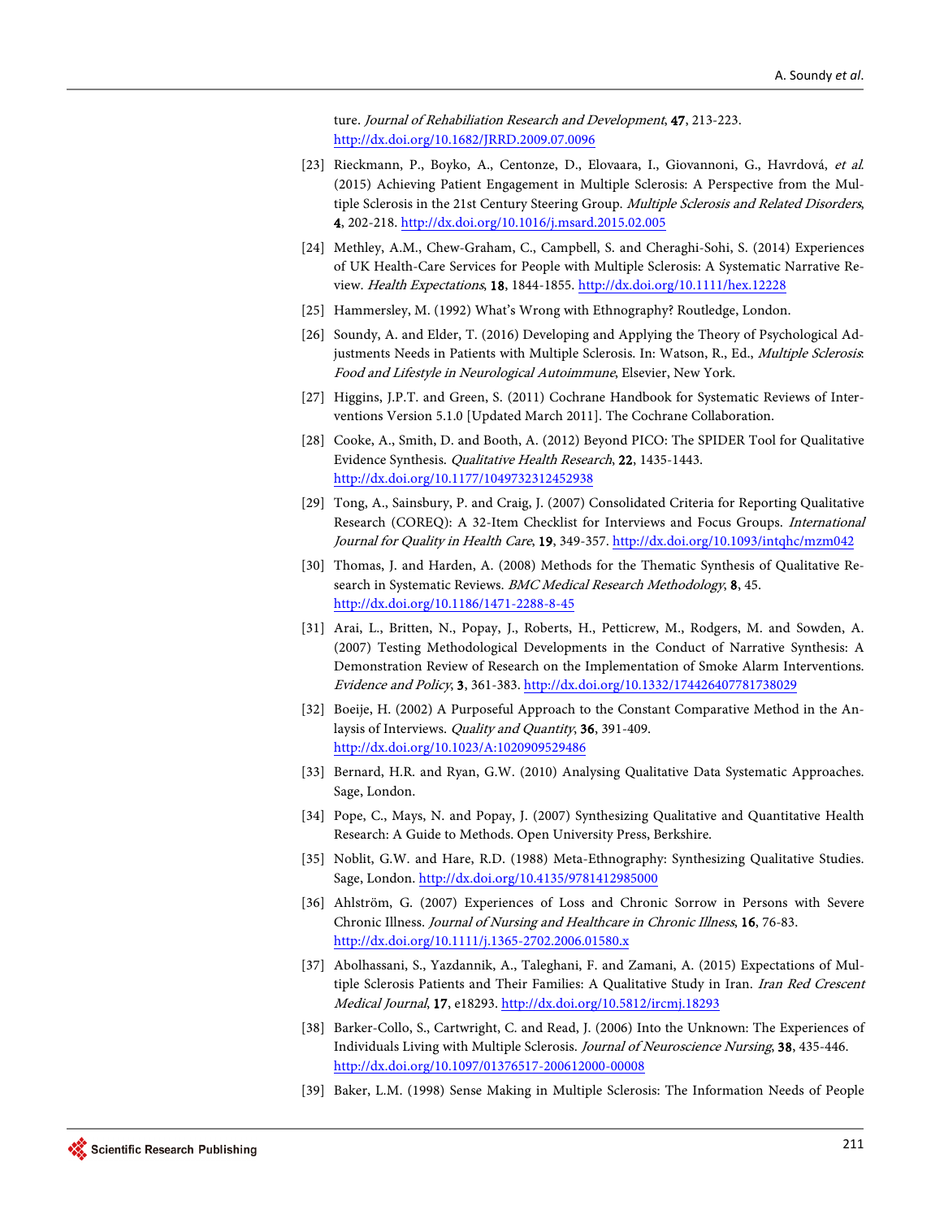ture. *Journal of Rehabiliation Research and Development*, **47**, 213-223. http://dx.doi.org/10.1682/JRRD.2009.07.0096

[23] Rieckmann, P., Boyko, A., Centonze, D., Elovaara, I., Giovannoni, G., Havrdová, *et al.* (2015) Achieving Patient Engagement in Multiple Sclerosis: A Perspective from the Multiple Sclerosis in the 21st Century Steering Group. *Multiple Sclerosis and Related Disorders*, **4**, 202-218. http://dx.doi.org/10.1016/j.msard.2015.02.005

[24] Methley, A.M., Chew-Graham, C., Campbell, S. and Cheraghi-Sohi, S. (2014) Experiences of UK Health-Care Services for People with Multiple Sclerosis: A Systematic Narrative Review. *Health Expectations*, **18**, 1844-1855. http://dx.doi.org/10.1111/hex.12228

[25] Hammersley, M. (1992) What's Wrong with Ethnography? Routledge, London.

[26] Soundy, A. and Elder, T. (2016) Developing and Applying the Theory of Psychological Adjustments Needs in Patients with Multiple Sclerosis. In: Watson, R., Ed., *Multiple Sclerosis: Food and Lifestyle in Neurological Autoimmune*, Elsevier, New York.

[27] Higgins, J.P.T. and Green, S. (2011) Cochrane Handbook for Systematic Reviews of Interventions Version 5.1.0 [Updated March 2011]. The Cochrane Collaboration.

[28] Cooke, A., Smith, D. and Booth, A. (2012) Beyond PICO: The SPIDER Tool for Qualitative Evidence Synthesis. *Qualitative Health Research*, **22**, 1435-1443. http://dx.doi.org/10.1177/1049732312452938

[29] Tong, A., Sainsbury, P. and Craig, J. (2007) Consolidated Criteria for Reporting Qualitative Research (COREQ): A 32-Item Checklist for Interviews and Focus Groups. *International Journal for Quality in Health Care*, **19**, 349-357. http://dx.doi.org/10.1093/intqhc/mzm042

[30] Thomas, J. and Harden, A. (2008) Methods for the Thematic Synthesis of Qualitative Research in Systematic Reviews. *BMC Medical Research Methodology*, **8**, 45. http://dx.doi.org/10.1186/1471-2288-8-45

[31] Arai, L., Britten, N., Popay, J., Roberts, H., Petticrew, M., Rodgers, M. and Sowden, A. (2007) Testing Methodological Developments in the Conduct of Narrative Synthesis: A Demonstration Review of Research on the Implementation of Smoke Alarm Interventions. *Evidence and Policy*, **3**, 361-383. http://dx.doi.org/10.1332/174426407781738029

[32] Boeije, H. (2002) A Purposeful Approach to the Constant Comparative Method in the Analysis of Interviews. *Quality and Quantity*, **36**, 391-409. http://dx.doi.org/10.1023/A:1020909529486

[33] Bernard, H.R. and Ryan, G.W. (2010) Analysing Qualitative Data Systematic Approaches. Sage, London.

[34] Pope, C., Mays, N. and Popay, J. (2007) Synthesizing Qualitative and Quantitative Health Research: A Guide to Methods. Open University Press, Berkshire.

[35] Noblit, G.W. and Hare, R.D. (1988) Meta-Ethnography: Synthesizing Qualitative Studies. Sage, London. http://dx.doi.org/10.4135/9781412985000

[36] Ahlström, G. (2007) Experiences of Loss and Chronic Sorrow in Persons with Severe Chronic Illness. *Journal of Nursing and Healthcare in Chronic Illness*, **16**, 76-83. http://dx.doi.org/10.1111/j.1365-2702.2006.01580.x

[37] Abolhassani, S., Yazdannik, A., Taleghani, F. and Zamani, A. (2015) Expectations of Multiple Sclerosis Patients and Their Families: A Qualitative Study in Iran. *Iran Red Crescent Medical Journal*, **17**, e18293. http://dx.doi.org/10.5812/ircmj.18293

[38] Barker-Collo, S., Cartwright, C. and Read, J. (2006) Into the Unknown: The Experiences of Individuals Living with Multiple Sclerosis. *Journal of Neuroscience Nursing*, **38**, 435-446. http://dx.doi.org/10.1097/01376517-200612000-00008

[39] Baker, L.M. (1998) Sense Making in Multiple Sclerosis: The Information Needs of People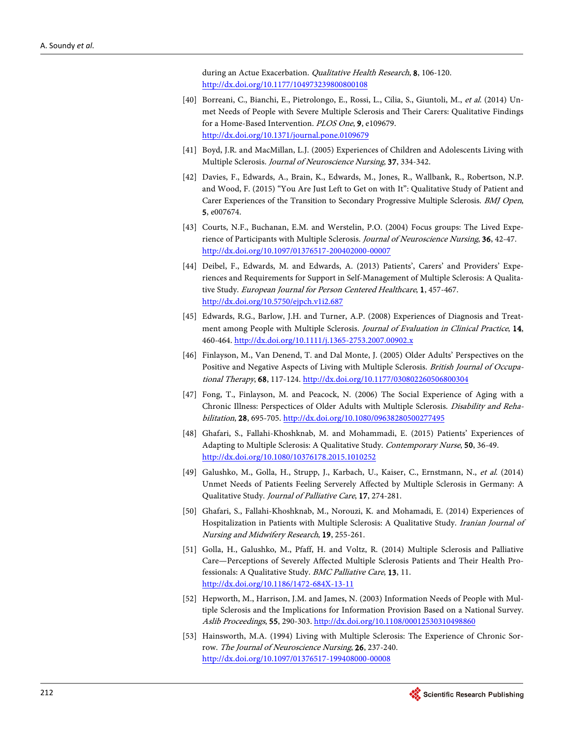during an Actue Exacerbation. *Qualitative Health Research*, **8**, 106-120. http://dx.doi.org/10.1177/104973239800800108

[40] Borreani, C., Bianchi, E., Pietrolongo, E., Rossi, L., Cilia, S., Giuntoli, M., *et al*. (2014) Unmet Needs of People with Severe Multiple Sclerosis and Their Carers: Qualitative Findings for a Home-Based Intervention. *PLOS One*, **9**, e109679. http://dx.doi.org/10.1371/journal.pone.0109679

[41] Boyd, J.R. and MacMillan, L.J. (2005) Experiences of Children and Adolescents Living with Multiple Sclerosis. *Journal of Neuroscience Nursing*, **37**, 334-342.

[42] Davies, F., Edwards, A., Brain, K., Edwards, M., Jones, R., Wallbank, R., Robertson, N.P. and Wood, F. (2015) "You Are Just Left to Get on with It": Qualitative Study of Patient and Carer Experiences of the Transition to Secondary Progressive Multiple Sclerosis. *BMJ Open*, **5**, e007674.

[43] Courts, N.F., Buchanan, E.M. and Werstelin, P.O. (2004) Focus groups: The Lived Experience of Participants with Multiple Sclerosis. *Journal of Neuroscience Nursing*, **36**, 42-47. http://dx.doi.org/10.1097/01376517-200402000-00007

[44] Deibel, F., Edwards, M. and Edwards, A. (2013) Patients', Carers' and Providers' Experiences and Requirements for Support in Self-Management of Multiple Sclerosis: A Qualitative Study. *European Journal for Person Centered Healthcare*, **1**, 457-467. http://dx.doi.org/10.5750/ejpch.v1i2.687

[45] Edwards, R.G., Barlow, J.H. and Turner, A.P. (2008) Experiences of Diagnosis and Treatment among People with Multiple Sclerosis. *Journal of Evaluation in Clinical Practice*, **14**, 460-464. http://dx.doi.org/10.1111/j.1365-2753.2007.00902.x

[46] Finlayson, M., Van Denend, T. and Dal Monte, J. (2005) Older Adults' Perspectives on the Positive and Negative Aspects of Living with Multiple Sclerosis. *British Journal of Occupational Therapy*, **68**, 117-124. http://dx.doi.org/10.1177/030802260506800304

[47] Fong, T., Finlayson, M. and Peacock, N. (2006) The Social Experience of Aging with a Chronic Illness: Perspectices of Older Adults with Multiple Sclerosis. *Disability and Rehabilitation*, **28**, 695-705. http://dx.doi.org/10.1080/09638280500277495

[48] Ghafari, S., Fallahi-Khoshknab, M. and Mohammadi, E. (2015) Patients' Experiences of Adapting to Multiple Sclerosis: A Qualitative Study. *Contemporary Nurse*, **50**, 36-49. http://dx.doi.org/10.1080/10376178.2015.1010252

[49] Galushko, M., Golla, H., Strupp, J., Karbach, U., Kaiser, C., Ernstmann, N., *et al*. (2014) Unmet Needs of Patients Feeling Serverely Affected by Multiple Sclerosis in Germany: A Qualitative Study. *Journal of Palliative Care*, **17**, 274-281.

[50] Ghafari, S., Fallahi-Khoshknab, M., Norouzi, K. and Mohamadi, E. (2014) Experiences of Hospitalization in Patients with Multiple Sclerosis: A Qualitative Study. *Iranian Journal of Nursing and Midwifery Research*, **19**, 255-261.

[51] Golla, H., Galushko, M., Pfaff, H. and Voltz, R. (2014) Multiple Sclerosis and Palliative Care—Perceptions of Severely Affected Multiple Sclerosis Patients and Their Health Professionals: A Qualitative Study. *BMC Palliative Care*, **13**, 11. http://dx.doi.org/10.1186/1472-684X-13-11

[52] Hepworth, M., Harrison, J.M. and James, N. (2003) Information Needs of People with Multiple Sclerosis and the Implications for Information Provision Based on a National Survey. *Aslib Proceedings*, **55**, 290-303. http://dx.doi.org/10.1108/00012530310498860

[53] Hainsworth, M.A. (1994) Living with Multiple Sclerosis: The Experience of Chronic Sorrow. *The Journal of Neuroscience Nursing*, **26**, 237-240. http://dx.doi.org/10.1097/01376517-199408000-00008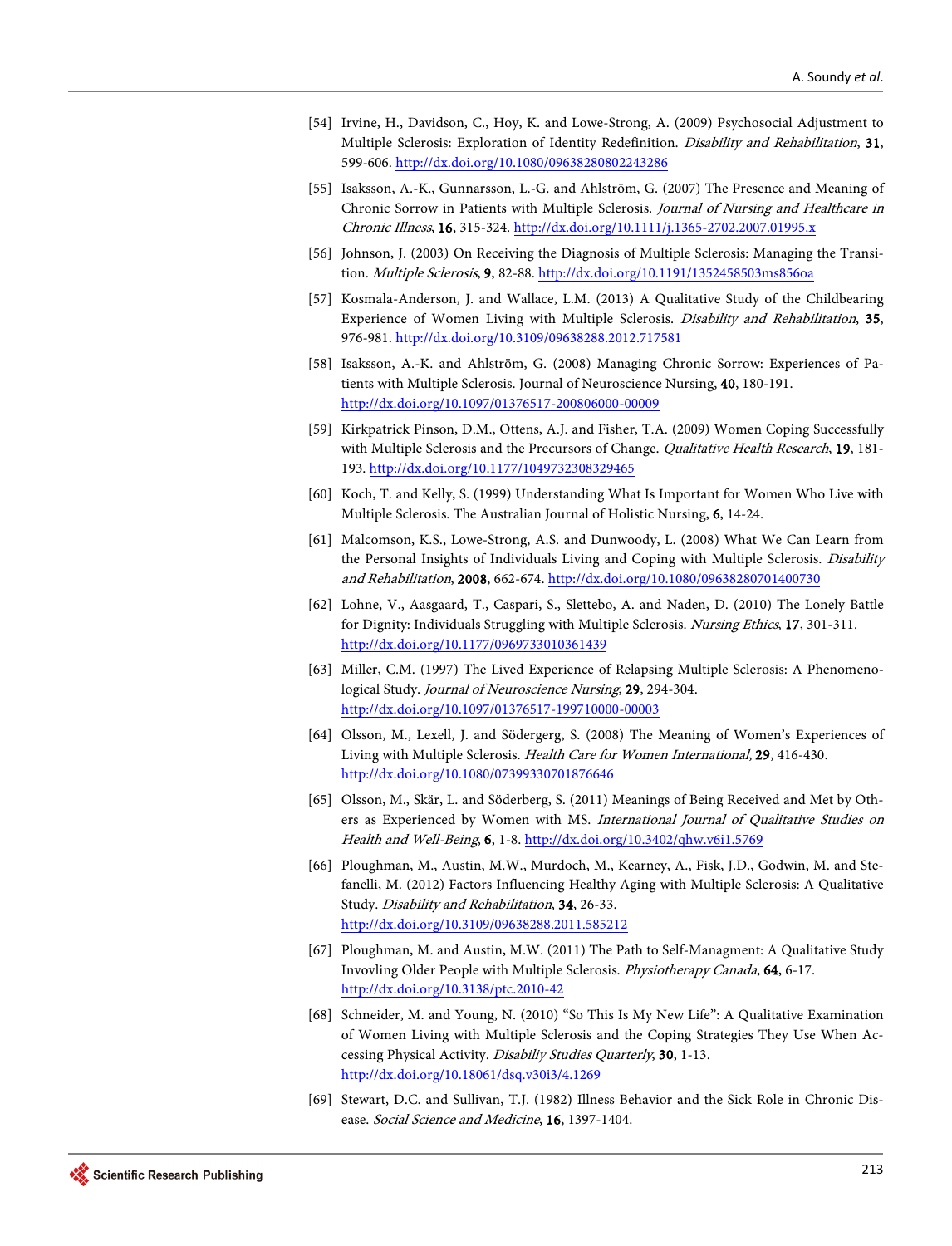[54] Irvine, H., Davidson, C., Hoy, K. and Lowe-Strong, A. (2009) Psychosocial Adjustment to Multiple Sclerosis: Exploration of Identity Redefinition. *Disability and Rehabilitation*, **31**, 599-606. http://dx.doi.org/10.1080/09638280802243286

[55] Isaksson, A.-K., Gunnarsson, L.-G. and Ahlström, G. (2007) The Presence and Meaning of Chronic Sorrow in Patients with Multiple Sclerosis. *Journal of Nursing and Healthcare in Chronic Illness*, **16**, 315-324. http://dx.doi.org/10.1111/j.1365-2702.2007.01995.x

[56] Johnson, J. (2003) On Receiving the Diagnosis of Multiple Sclerosis: Managing the Transition. *Multiple Sclerosis*, **9**, 82-88. http://dx.doi.org/10.1191/1352458503ms856oa

[57] Kosmala-Anderson, J. and Wallace, L.M. (2013) A Qualitative Study of the Childbearing Experience of Women Living with Multiple Sclerosis. *Disability and Rehabilitation*, **35**, 976-981. http://dx.doi.org/10.3109/09638288.2012.717581

[58] Isaksson, A.-K. and Ahlström, G. (2008) Managing Chronic Sorrow: Experiences of Patients with Multiple Sclerosis. Journal of Neuroscience Nursing, **40**, 180-191. http://dx.doi.org/10.1097/01376517-200806000-00009

[59] Kirkpatrick Pinson, D.M., Ottens, A.J. and Fisher, T.A. (2009) Women Coping Successfully with Multiple Sclerosis and the Precursors of Change. *Qualitative Health Research*, **19**, 181-193. http://dx.doi.org/10.1177/1049732308329465

[60] Koch, T. and Kelly, S. (1999) Understanding What Is Important for Women Who Live with Multiple Sclerosis. The Australian Journal of Holistic Nursing, **6**, 14-24.

[61] Malcomson, K.S., Lowe-Strong, A.S. and Dunwoody, L. (2008) What We Can Learn from the Personal Insights of Individuals Living and Coping with Multiple Sclerosis. *Disability and Rehabilitation*, **2008**, 662-674. http://dx.doi.org/10.1080/09638280701400730

[62] Lohne, V., Aasgaard, T., Caspari, S., Slettebo, A. and Naden, D. (2010) The Lonely Battle for Dignity: Individuals Struggling with Multiple Sclerosis. *Nursing Ethics*, **17**, 301-311. http://dx.doi.org/10.1177/0969733010361439

[63] Miller, C.M. (1997) The Lived Experience of Relapsing Multiple Sclerosis: A Phenomenological Study. *Journal of Neuroscience Nursing*, **29**, 294-304. http://dx.doi.org/10.1097/01376517-199710000-00003

[64] Olsson, M., Lexell, J. and Södergerg, S. (2008) The Meaning of Women's Experiences of Living with Multiple Sclerosis. *Health Care for Women International*, **29**, 416-430. http://dx.doi.org/10.1080/07399330701876646

[65] Olsson, M., Skär, L. and Söderberg, S. (2011) Meanings of Being Received and Met by Others as Experienced by Women with MS. *International Journal of Qualitative Studies on Health and Well-Being*, **6**, 1-8. http://dx.doi.org/10.3402/qhw.v6i1.5769

[66] Ploughman, M., Austin, M.W., Murdoch, M., Kearney, A., Fisk, J.D., Godwin, M. and Stefanelli, M. (2012) Factors Influencing Healthy Aging with Multiple Sclerosis: A Qualitative Study. *Disability and Rehabilitation*, **34**, 26-33. http://dx.doi.org/10.3109/09638288.2011.585212

[67] Ploughman, M. and Austin, M.W. (2011) The Path to Self-Managment: A Qualitative Study Invovling Older People with Multiple Sclerosis. *Physiotherapy Canada*, **64**, 6-17. http://dx.doi.org/10.3138/ptc.2010-42

[68] Schneider, M. and Young, N. (2010) "So This Is My New Life": A Qualitative Examination of Women Living with Multiple Sclerosis and the Coping Strategies They Use When Accessing Physical Activity. *Disabiliy Studies Quarterly*, **30**, 1-13. http://dx.doi.org/10.18061/dsq.v30i3/4.1269

[69] Stewart, D.C. and Sullivan, T.J. (1982) Illness Behavior and the Sick Role in Chronic Disease. *Social Science and Medicine*, **16**, 1397-1404.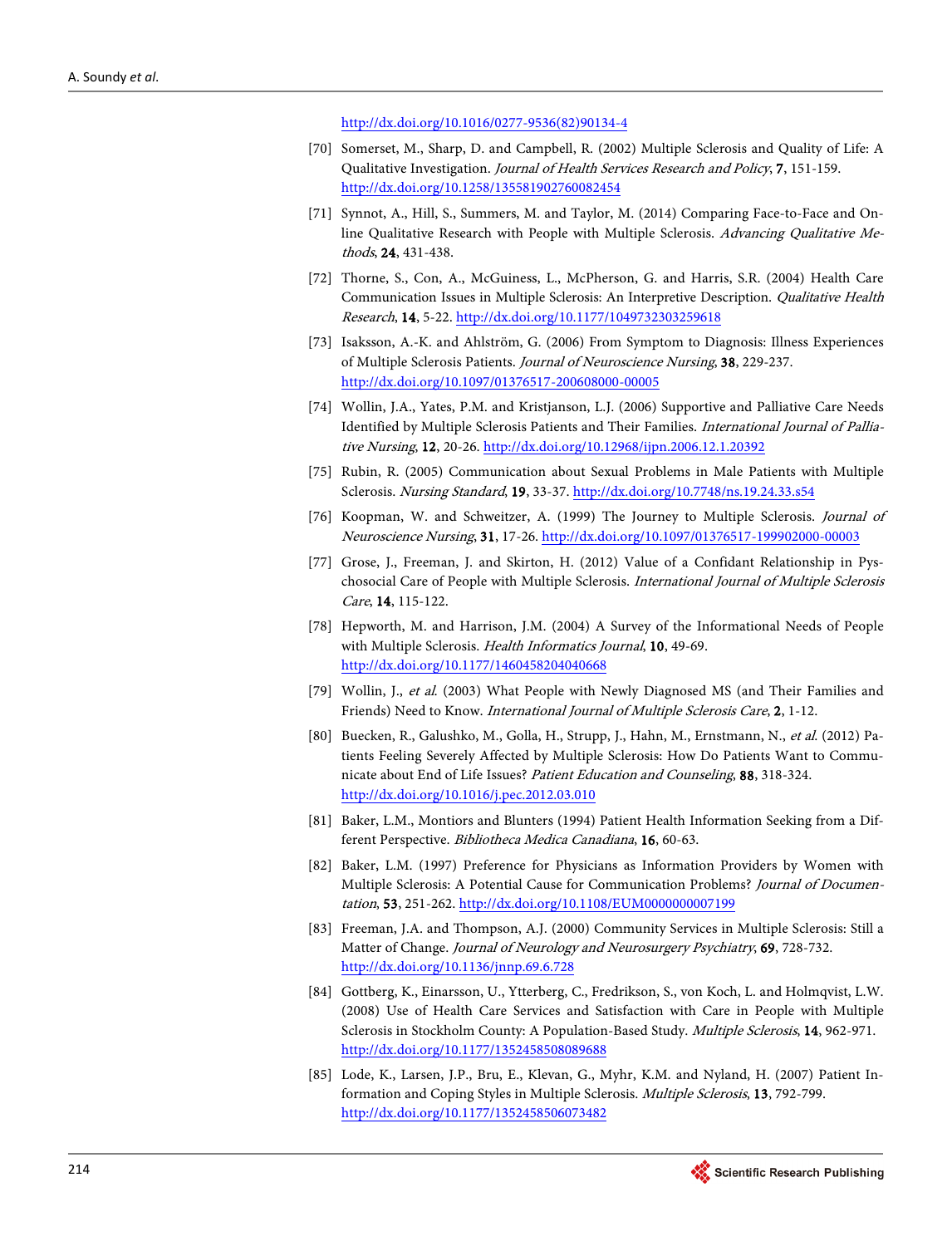http://dx.doi.org/10.1016/0277-9536(82)90134-4

[70] Somerset, M., Sharp, D. and Campbell, R. (2002) Multiple Sclerosis and Quality of Life: A Qualitative Investigation. *Journal of Health Services Research and Policy*, **7**, 151-159. http://dx.doi.org/10.1258/135581902760082454

[71] Synnot, A., Hill, S., Summers, M. and Taylor, M. (2014) Comparing Face-to-Face and Online Qualitative Research with People with Multiple Sclerosis. *Advancing Qualitative Methods*, **24**, 431-438.

[72] Thorne, S., Con, A., McGuiness, L., McPherson, G. and Harris, S.R. (2004) Health Care Communication Issues in Multiple Sclerosis: An Interpretive Description. *Qualitative Health Research*, **14**, 5-22. http://dx.doi.org/10.1177/1049732303259618

[73] Isaksson, A.-K. and Ahlström, G. (2006) From Symptom to Diagnosis: Illness Experiences of Multiple Sclerosis Patients. *Journal of Neuroscience Nursing*, **38**, 229-237. http://dx.doi.org/10.1097/01376517-200608000-00005

[74] Wollin, J.A., Yates, P.M. and Kristjanson, L.J. (2006) Supportive and Palliative Care Needs Identified by Multiple Sclerosis Patients and Their Families. *International Journal of Palliative Nursing*, **12**, 20-26. http://dx.doi.org/10.12968/ijpn.2006.12.1.20392

[75] Rubin, R. (2005) Communication about Sexual Problems in Male Patients with Multiple Sclerosis. *Nursing Standard*, **19**, 33-37. http://dx.doi.org/10.7748/ns.19.24.33.s54

[76] Koopman, W. and Schweitzer, A. (1999) The Journey to Multiple Sclerosis. *Journal of Neuroscience Nursing*, **31**, 17-26. http://dx.doi.org/10.1097/01376517-199902000-00003

[77] Grose, J., Freeman, J. and Skirton, H. (2012) Value of a Confidant Relationship in Pyschosocial Care of People with Multiple Sclerosis. *International Journal of Multiple Sclerosis Care*, **14**, 115-122.

[78] Hepworth, M. and Harrison, J.M. (2004) A Survey of the Informational Needs of People with Multiple Sclerosis. *Health Informatics Journal*, **10**, 49-69. http://dx.doi.org/10.1177/1460458204040668

[79] Wollin, J., *et al.* (2003) What People with Newly Diagnosed MS (and Their Families and Friends) Need to Know. *International Journal of Multiple Sclerosis Care*, **2**, 1-12.

[80] Buecken, R., Galushko, M., Golla, H., Strupp, J., Hahn, M., Ernstmann, N., *et al.* (2012) Patients Feeling Severely Affected by Multiple Sclerosis: How Do Patients Want to Communicate about End of Life Issues? *Patient Education and Counseling*, **88**, 318-324. http://dx.doi.org/10.1016/j.pec.2012.03.010

[81] Baker, L.M., Montiors and Blunters (1994) Patient Health Information Seeking from a Different Perspective. *Bibliotheca Medica Canadiana*, **16**, 60-63.

[82] Baker, L.M. (1997) Preference for Physicians as Information Providers by Women with Multiple Sclerosis: A Potential Cause for Communication Problems? *Journal of Documentation*, **53**, 251-262. http://dx.doi.org/10.1108/EUM0000000007199

[83] Freeman, J.A. and Thompson, A.J. (2000) Community Services in Multiple Sclerosis: Still a Matter of Change. *Journal of Neurology and Neurosurgery Psychiatry*, **69**, 728-732. http://dx.doi.org/10.1136/jnnp.69.6.728

[84] Gottberg, K., Einarsson, U., Ytterberg, C., Fredrikson, S., von Koch, L. and Holmqvist, L.W. (2008) Use of Health Care Services and Satisfaction with Care in People with Multiple Sclerosis in Stockholm County: A Population-Based Study. *Multiple Sclerosis*, **14**, 962-971. http://dx.doi.org/10.1177/1352458508089688

[85] Lode, K., Larsen, J.P., Bru, E., Klevan, G., Myhr, K.M. and Nyland, H. (2007) Patient Information and Coping Styles in Multiple Sclerosis. *Multiple Sclerosis*, **13**, 792-799. http://dx.doi.org/10.1177/1352458506073482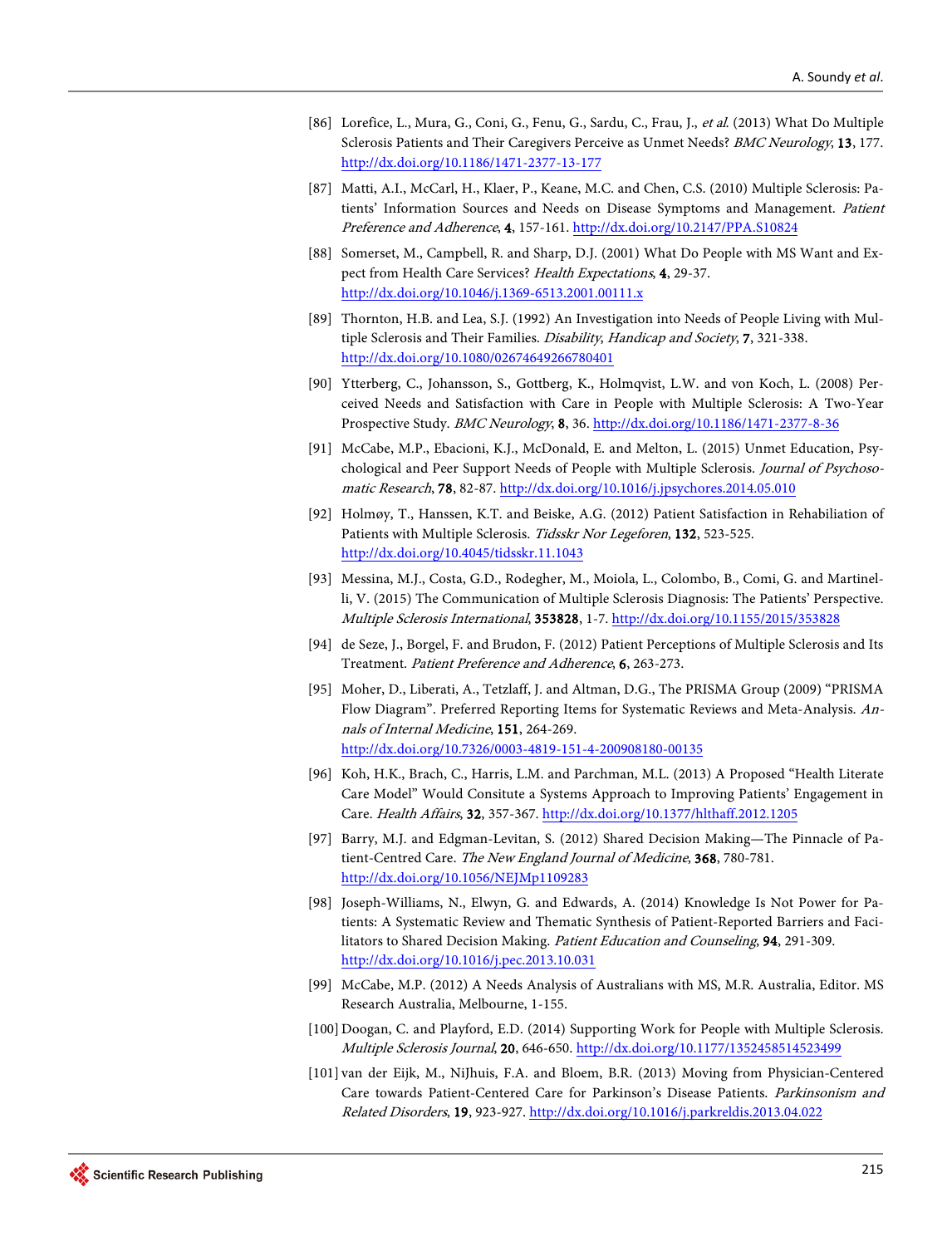[86] Lorefice, L., Mura, G., Coni, G., Fenu, G., Sardu, C., Frau, J., *et al.* (2013) What Do Multiple Sclerosis Patients and Their Caregivers Perceive as Unmet Needs? *BMC Neurology*, **13**, 177. http://dx.doi.org/10.1186/1471-2377-13-177

[87] Matti, A.I., McCarl, H., Klaer, P., Keane, M.C. and Chen, C.S. (2010) Multiple Sclerosis: Patients' Information Sources and Needs on Disease Symptoms and Management. *Patient Preference and Adherence*, **4**, 157-161. http://dx.doi.org/10.2147/PPA.S10824

[88] Somerset, M., Campbell, R. and Sharp, D.J. (2001) What Do People with MS Want and Expect from Health Care Services? *Health Expectations*, **4**, 29-37. http://dx.doi.org/10.1046/j.1369-6513.2001.00111.x

[89] Thornton, H.B. and Lea, S.J. (1992) An Investigation into Needs of People Living with Multiple Sclerosis and Their Families. *Disability, Handicap and Society*, **7**, 321-338. http://dx.doi.org/10.1080/02674649266780401

[90] Ytterberg, C., Johansson, S., Gottberg, K., Holmqvist, L.W. and von Koch, L. (2008) Perceived Needs and Satisfaction with Care in People with Multiple Sclerosis: A Two-Year Prospective Study. *BMC Neurology*, **8**, 36. http://dx.doi.org/10.1186/1471-2377-8-36

[91] McCabe, M.P., Ebacioni, K.J., McDonald, E. and Melton, L. (2015) Unmet Education, Psychological and Peer Support Needs of People with Multiple Sclerosis. *Journal of Psychosomatic Research*, **78**, 82-87. http://dx.doi.org/10.1016/j.jpsychores.2014.05.010

[92] Holmøy, T., Hanssen, K.T. and Beiske, A.G. (2012) Patient Satisfaction in Rehabiliation of Patients with Multiple Sclerosis. *Tidsskr Nor Legeforen*, **132**, 523-525. http://dx.doi.org/10.4045/tidsskr.11.1043

[93] Messina, M.J., Costa, G.D., Rodegher, M., Moiola, L., Colombo, B., Comi, G. and Martinelli, V. (2015) The Communication of Multiple Sclerosis Diagnosis: The Patients' Perspective. *Multiple Sclerosis International*, **353828**, 1-7. http://dx.doi.org/10.1155/2015/353828

[94] de Seze, J., Borgel, F. and Brudon, F. (2012) Patient Perceptions of Multiple Sclerosis and Its Treatment. *Patient Preference and Adherence*, **6**, 263-273.

[95] Moher, D., Liberati, A., Tetzlaff, J. and Altman, D.G., The PRISMA Group (2009) "PRISMA Flow Diagram". Preferred Reporting Items for Systematic Reviews and Meta-Analysis. *Annals of Internal Medicine*, **151**, 264-269. http://dx.doi.org/10.7326/0003-4819-151-4-200908180-00135

[96] Koh, H.K., Brach, C., Harris, L.M. and Parchman, M.L. (2013) A Proposed "Health Literate Care Model" Would Consitute a Systems Approach to Improving Patients' Engagement in Care. *Health Affairs*, **32**, 357-367. http://dx.doi.org/10.1377/hlthaff.2012.1205

[97] Barry, M.J. and Edgman-Levitan, S. (2012) Shared Decision Making—The Pinnacle of Patient-Centred Care. *The New England Journal of Medicine*, **368**, 780-781. http://dx.doi.org/10.1056/NEJMp1109283

[98] Joseph-Williams, N., Elwyn, G. and Edwards, A. (2014) Knowledge Is Not Power for Patients: A Systematic Review and Thematic Synthesis of Patient-Reported Barriers and Facilitators to Shared Decision Making. *Patient Education and Counseling*, **94**, 291-309. http://dx.doi.org/10.1016/j.pec.2013.10.031

[99] McCabe, M.P. (2012) A Needs Analysis of Australians with MS, M.R. Australia, Editor. MS Research Australia, Melbourne, 1-155.

[100] Doogan, C. and Playford, E.D. (2014) Supporting Work for People with Multiple Sclerosis. *Multiple Sclerosis Journal*, **20**, 646-650. http://dx.doi.org/10.1177/1352458514523499

[101] van der Eijk, M., NiJhuis, F.A. and Bloem, B.R. (2013) Moving from Physician-Centered Care towards Patient-Centered Care for Parkinson's Disease Patients. *Parkinsonism and Related Disorders*, **19**, 923-927. http://dx.doi.org/10.1016/j.parkreldis.2013.04.022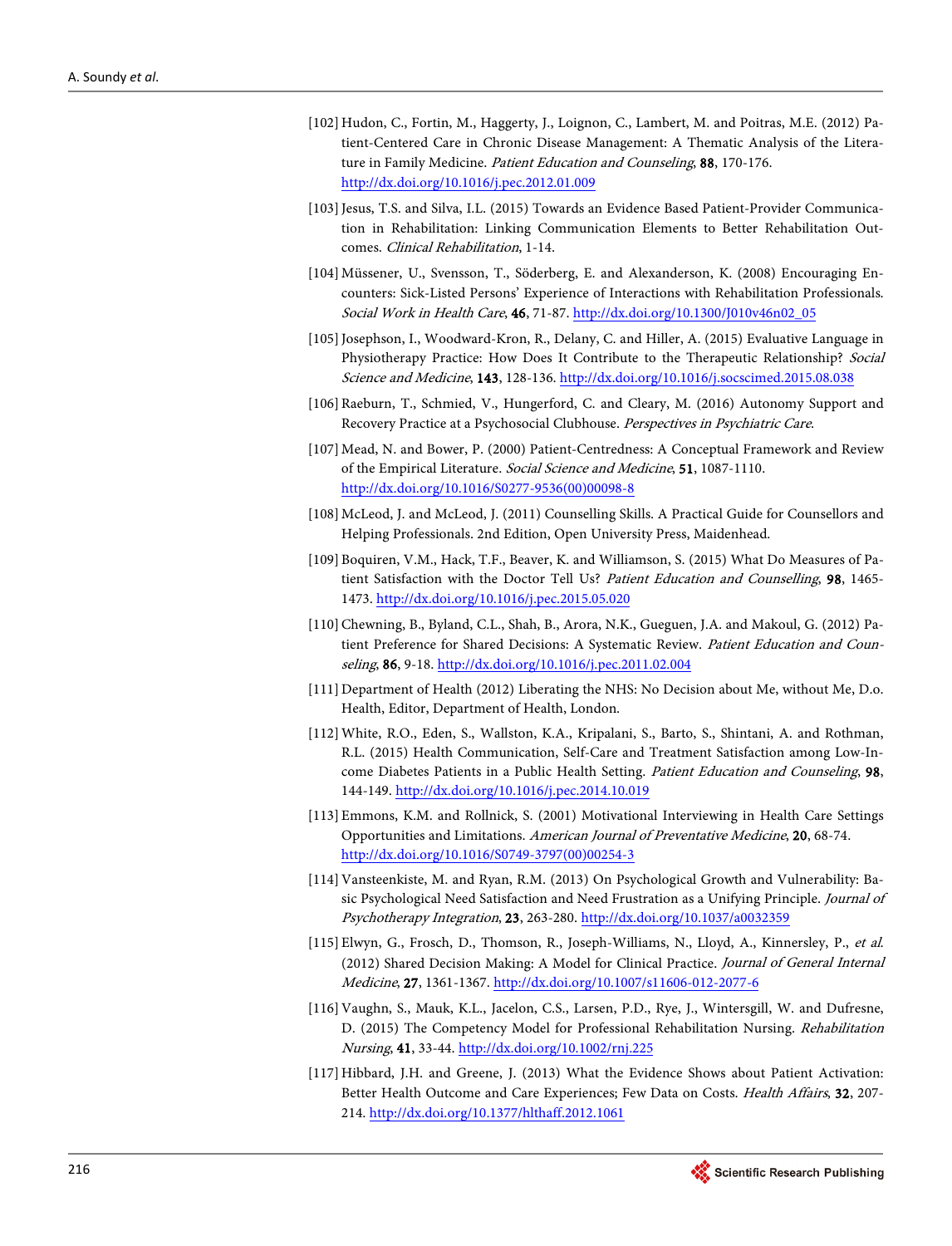[102] Hudon, C., Fortin, M., Haggerty, J., Loignon, C., Lambert, M. and Poitras, M.E. (2012) Patient-Centered Care in Chronic Disease Management: A Thematic Analysis of the Literature in Family Medicine. *Patient Education and Counseling*, **88**, 170-176. http://dx.doi.org/10.1016/j.pec.2012.01.009

[103] Jesus, T.S. and Silva, I.L. (2015) Towards an Evidence Based Patient-Provider Communication in Rehabilitation: Linking Communication Elements to Better Rehabilitation Outcomes. *Clinical Rehabilitation*, 1-14.

[104] Müssener, U., Svensson, T., Söderberg, E. and Alexanderson, K. (2008) Encouraging Encounters: Sick-Listed Persons' Experience of Interactions with Rehabilitation Professionals. *Social Work in Health Care*, **46**, 71-87. http://dx.doi.org/10.1300/J010v46n02_05

[105] Josephson, I., Woodward-Kron, R., Delany, C. and Hiller, A. (2015) Evaluative Language in Physiotherapy Practice: How Does It Contribute to the Therapeutic Relationship? *Social Science and Medicine*, **143**, 128-136. http://dx.doi.org/10.1016/j.socscimed.2015.08.038

[106] Raeburn, T., Schmied, V., Hungerford, C. and Cleary, M. (2016) Autonomy Support and Recovery Practice at a Psychosocial Clubhouse. *Perspectives in Psychiatric Care*.

[107] Mead, N. and Bower, P. (2000) Patient-Centredness: A Conceptual Framework and Review of the Empirical Literature. *Social Science and Medicine*, **51**, 1087-1110. http://dx.doi.org/10.1016/S0277-9536(00)00098-8

[108] McLeod, J. and McLeod, J. (2011) Counselling Skills. A Practical Guide for Counsellors and Helping Professionals. 2nd Edition, Open University Press, Maidenhead.

[109] Boquiren, V.M., Hack, T.F., Beaver, K. and Williamson, S. (2015) What Do Measures of Patient Satisfaction with the Doctor Tell Us? *Patient Education and Counselling*, **98**, 1465-1473. http://dx.doi.org/10.1016/j.pec.2015.05.020

[110] Chewning, B., Byland, C.L., Shah, B., Arora, N.K., Gueguen, J.A. and Makoul, G. (2012) Patient Preference for Shared Decisions: A Systematic Review. *Patient Education and Counseling*, **86**, 9-18. http://dx.doi.org/10.1016/j.pec.2011.02.004

[111] Department of Health (2012) Liberating the NHS: No Decision about Me, without Me, D.o. Health, Editor, Department of Health, London.

[112] White, R.O., Eden, S., Wallston, K.A., Kripalani, S., Barto, S., Shintani, A. and Rothman, R.L. (2015) Health Communication, Self-Care and Treatment Satisfaction among Low-Income Diabetes Patients in a Public Health Setting. *Patient Education and Counseling*, **98**, 144-149. http://dx.doi.org/10.1016/j.pec.2014.10.019

[113] Emmons, K.M. and Rollnick, S. (2001) Motivational Interviewing in Health Care Settings Opportunities and Limitations. *American Journal of Preventative Medicine*, **20**, 68-74. http://dx.doi.org/10.1016/S0749-3797(00)00254-3

[114] Vansteenkiste, M. and Ryan, R.M. (2013) On Psychological Growth and Vulnerability: Basic Psychological Need Satisfaction and Need Frustration as a Unifying Principle. *Journal of Psychotherapy Integration*, **23**, 263-280. http://dx.doi.org/10.1037/a0032359

[115] Elwyn, G., Frosch, D., Thomson, R., Joseph-Williams, N., Lloyd, A., Kinnersley, P., *et al.* (2012) Shared Decision Making: A Model for Clinical Practice. *Journal of General Internal Medicine*, **27**, 1361-1367. http://dx.doi.org/10.1007/s11606-012-2077-6

[116] Vaughn, S., Mauk, K.L., Jacelon, C.S., Larsen, P.D., Rye, J., Wintersgill, W. and Dufresne, D. (2015) The Competency Model for Professional Rehabilitation Nursing. *Rehabilitation Nursing*, **41**, 33-44. http://dx.doi.org/10.1002/rnj.225

[117] Hibbard, J.H. and Greene, J. (2013) What the Evidence Shows about Patient Activation: Better Health Outcome and Care Experiences; Few Data on Costs. *Health Affairs*, **32**, 207-214. http://dx.doi.org/10.1377/hlthaff.2012.1061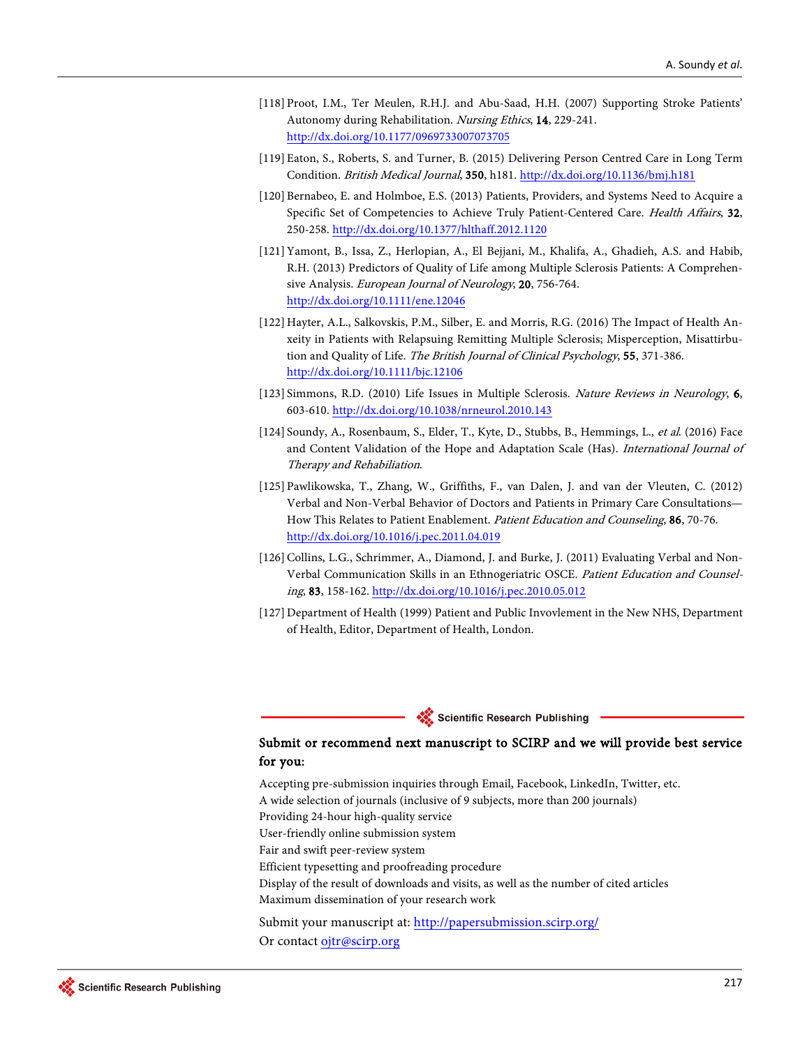[118] Proot, I.M., Ter Meulen, R.H.J. and Abu-Saad, H.H. (2007) Supporting Stroke Patients' Autonomy during Rehabilitation. *Nursing Ethics*, **14**, 229-241. http://dx.doi.org/10.1177/0969733007073705

[119] Eaton, S., Roberts, S. and Turner, B. (2015) Delivering Person Centred Care in Long Term Condition. *British Medical Journal*, **350**, h181. http://dx.doi.org/10.1136/bmj.h181

[120] Bernabeo, E. and Holmboe, E.S. (2013) Patients, Providers, and Systems Need to Acquire a Specific Set of Competencies to Achieve Truly Patient-Centered Care. *Health Affairs*, **32**, 250-258. http://dx.doi.org/10.1377/hlthaff.2012.1120

[121] Yamont, B., Issa, Z., Herlopian, A., El Bejjani, M., Khalifa, A., Ghadieh, A.S. and Habib, R.H. (2013) Predictors of Quality of Life among Multiple Sclerosis Patients: A Comprehensive Analysis. *European Journal of Neurology*, **20**, 756-764. http://dx.doi.org/10.1111/ene.12046

[122] Hayter, A.L., Salkovskis, P.M., Silber, E. and Morris, R.G. (2016) The Impact of Health Anxeity in Patients with Relapsuing Remitting Multiple Sclerosis; Misperception, Misattirbution and Quality of Life. *The British Journal of Clinical Psychology*, **55**, 371-386. http://dx.doi.org/10.1111/bjc.12106

[123] Simmons, R.D. (2010) Life Issues in Multiple Sclerosis. *Nature Reviews in Neurology*, **6**, 603-610. http://dx.doi.org/10.1038/nrneurol.2010.143

[124] Soundy, A., Rosenbaum, S., Elder, T., Kyte, D., Stubbs, B., Hemmings, L., *et al*. (2016) Face and Content Validation of the Hope and Adaptation Scale (Has). *International Journal of Therapy and Rehabiliation*.

[125] Pawlikowska, T., Zhang, W., Griffiths, F., van Dalen, J. and van der Vleuten, C. (2012) Verbal and Non-Verbal Behavior of Doctors and Patients in Primary Care Consultations—How This Relates to Patient Enablement. *Patient Education and Counseling*, **86**, 70-76. http://dx.doi.org/10.1016/j.pec.2011.04.019

[126] Collins, L.G., Schrimmer, A., Diamond, J. and Burke, J. (2011) Evaluating Verbal and Non-Verbal Communication Skills in an Ethnogeriatric OSCE. *Patient Education and Counseling*, **83**, 158-162. http://dx.doi.org/10.1016/j.pec.2010.05.012

[127] Department of Health (1999) Patient and Public Invovlement in the New NHS, Department of Health, Editor, Department of Health, London.

Scientific Research Publishing

**Submit or recommend next manuscript to SCIRP and we will provide best service for you:**

Accepting pre-submission inquiries through Email, Facebook, LinkedIn, Twitter, etc.
A wide selection of journals (inclusive of 9 subjects, more than 200 journals)
Providing 24-hour high-quality service
User-friendly online submission system
Fair and swift peer-review system
Efficient typesetting and proofreading procedure
Display of the result of downloads and visits, as well as the number of cited articles
Maximum dissemination of your research work

Submit your manuscript at: http://papersubmission.scirp.org/
Or contact ojtr@scirp.org